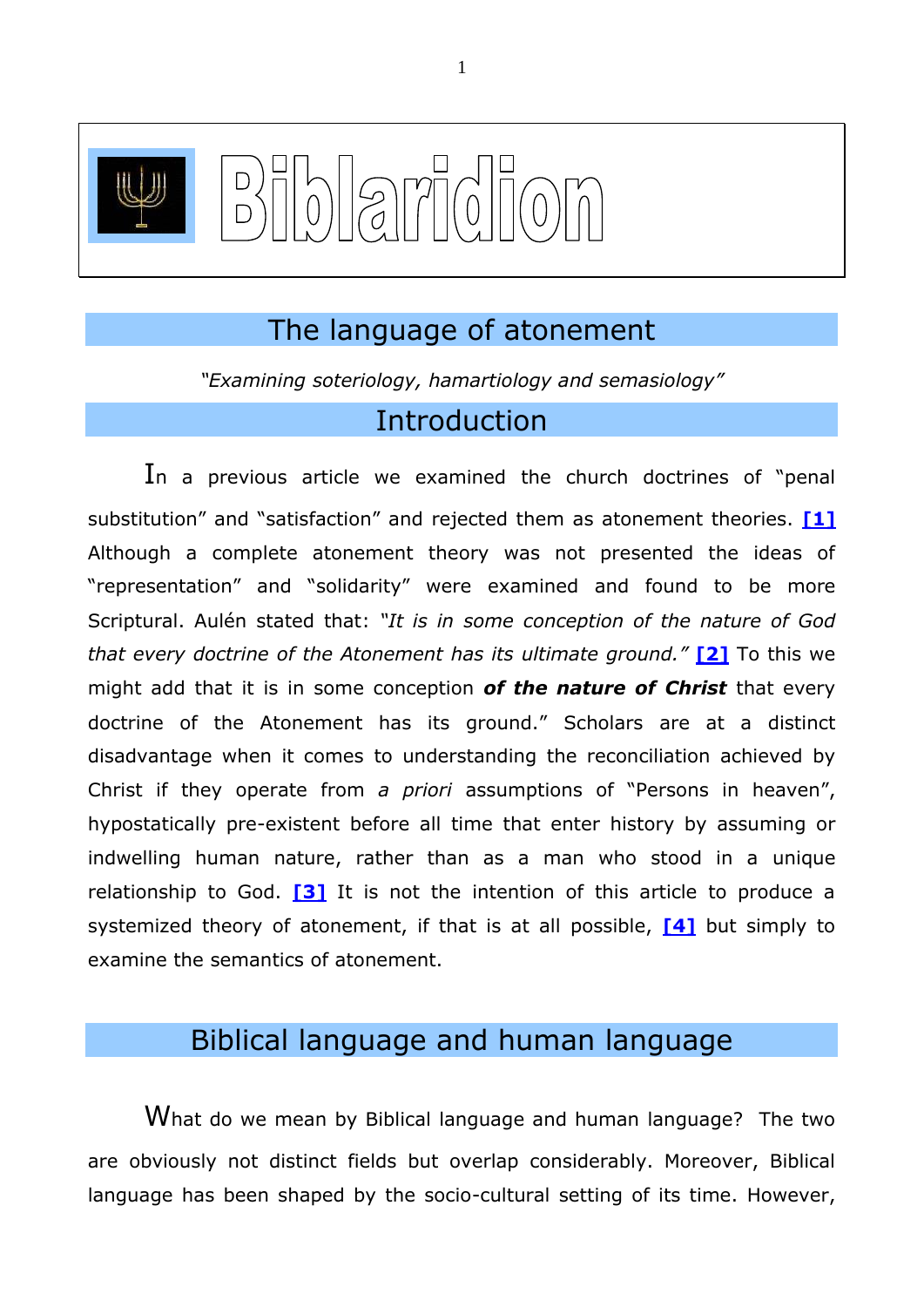# Biblaridion

## The language of atonement

*"Examining soteriology, hamartiology and semasiology"*

## Introduction

In a previous article we examined the church doctrines of "penal substitution" and "satisfaction" and rejected them as atonement theories. **[1]** Although a complete atonement theory was not presented the ideas of "representation" and "solidarity" were examined and found to be more Scriptural. Aulén stated that: *"It is in some conception of the nature of God that every doctrine of the Atonement has its ultimate ground."* **[2]** To this we might add that it is in some conception ***of the nature of Christ*** that every doctrine of the Atonement has its ground." Scholars are at a distinct disadvantage when it comes to understanding the reconciliation achieved by Christ if they operate from *a priori* assumptions of "Persons in heaven", hypostatically pre-existent before all time that enter history by assuming or indwelling human nature, rather than as a man who stood in a unique relationship to God. **[3]** It is not the intention of this article to produce a systemized theory of atonement, if that is at all possible, **[4]** but simply to examine the semantics of atonement.

## Biblical language and human language

What do we mean by Biblical language and human language? The two are obviously not distinct fields but overlap considerably. Moreover, Biblical language has been shaped by the socio-cultural setting of its time. However,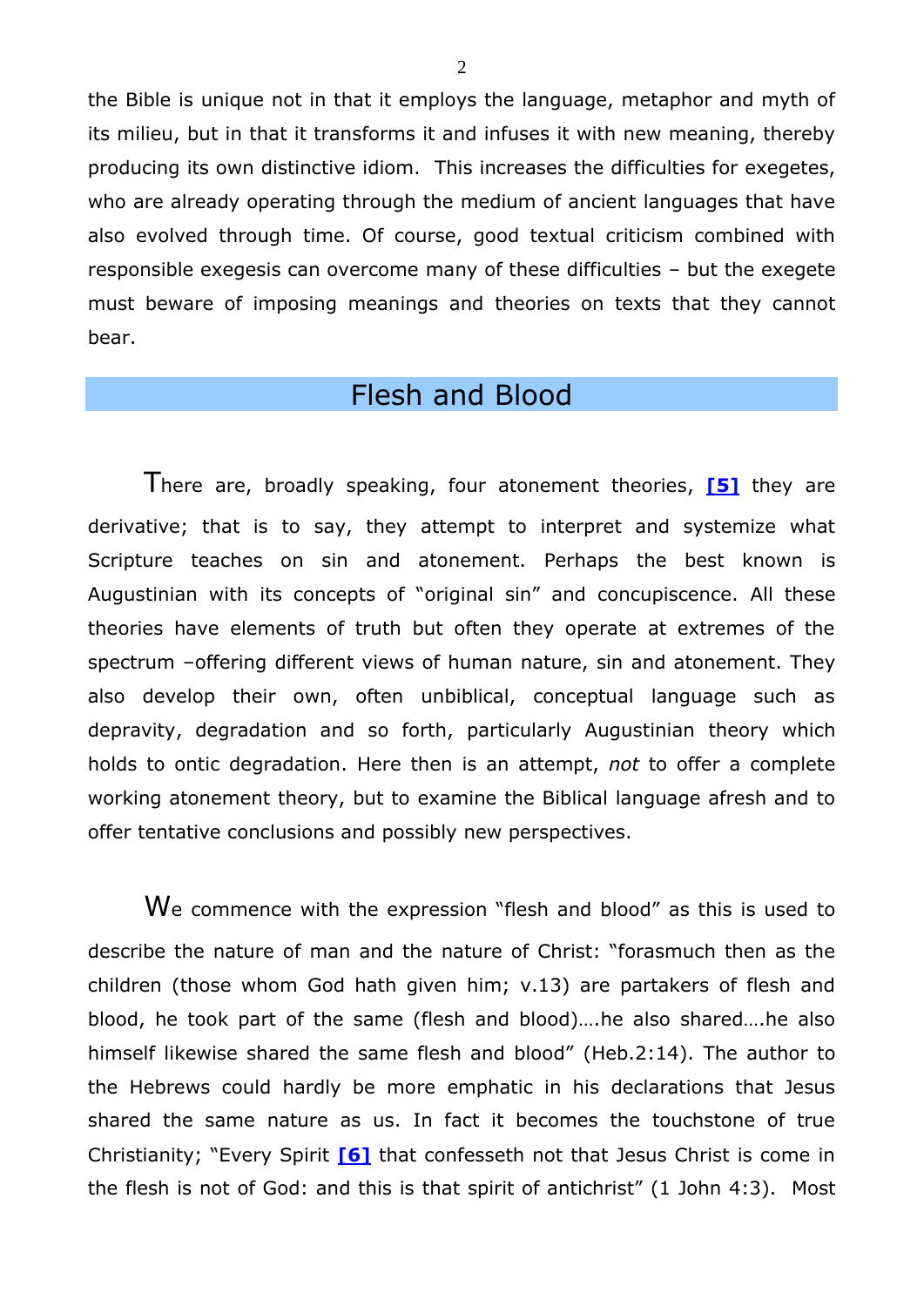the Bible is unique not in that it employs the language, metaphor and myth of its milieu, but in that it transforms it and infuses it with new meaning, thereby producing its own distinctive idiom. This increases the difficulties for exegetes, who are already operating through the medium of ancient languages that have also evolved through time. Of course, good textual criticism combined with responsible exegesis can overcome many of these difficulties – but the exegete must beware of imposing meanings and theories on texts that they cannot bear.

## Flesh and Blood

There are, broadly speaking, four atonement theories, **[5]** they are derivative; that is to say, they attempt to interpret and systemize what Scripture teaches on sin and atonement. Perhaps the best known is Augustinian with its concepts of "original sin" and concupiscence. All these theories have elements of truth but often they operate at extremes of the spectrum –offering different views of human nature, sin and atonement. They also develop their own, often unbiblical, conceptual language such as depravity, degradation and so forth, particularly Augustinian theory which holds to ontic degradation. Here then is an attempt, *not* to offer a complete working atonement theory, but to examine the Biblical language afresh and to offer tentative conclusions and possibly new perspectives.

We commence with the expression "flesh and blood" as this is used to describe the nature of man and the nature of Christ: "forasmuch then as the children (those whom God hath given him; v.13) are partakers of flesh and blood, he took part of the same (flesh and blood)….he also shared….he also himself likewise shared the same flesh and blood" (Heb.2:14). The author to the Hebrews could hardly be more emphatic in his declarations that Jesus shared the same nature as us. In fact it becomes the touchstone of true Christianity; "Every Spirit **[6]** that confesseth not that Jesus Christ is come in the flesh is not of God: and this is that spirit of antichrist" (1 John 4:3). Most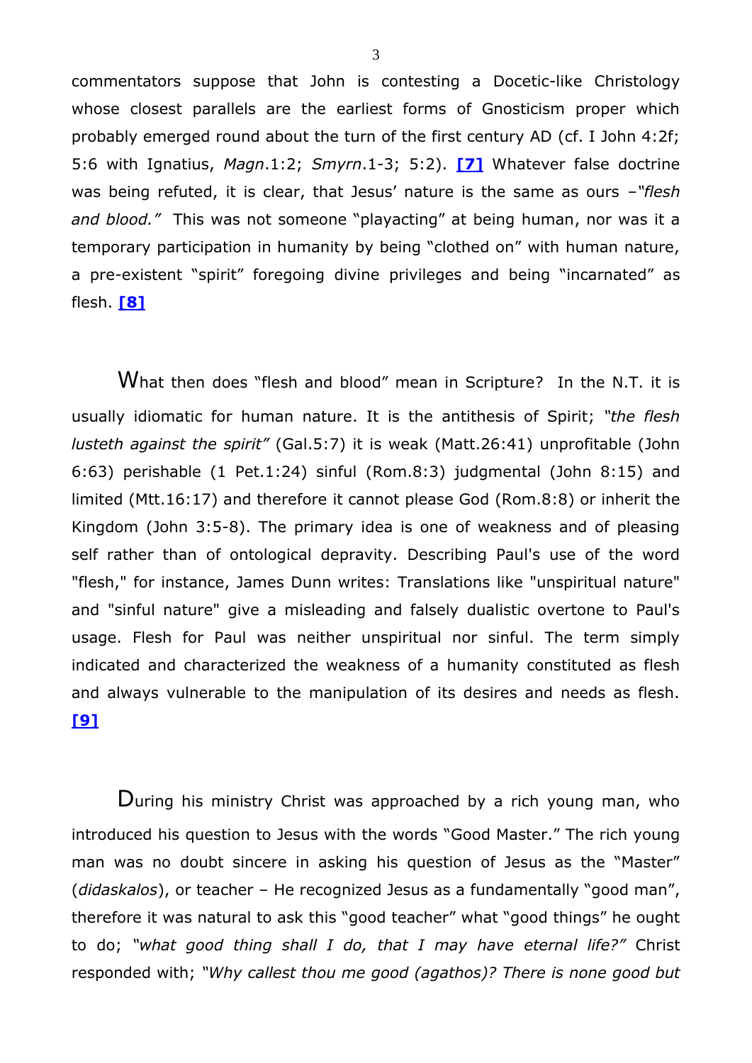commentators suppose that John is contesting a Docetic-like Christology whose closest parallels are the earliest forms of Gnosticism proper which probably emerged round about the turn of the first century AD (cf. I John 4:2f; 5:6 with Ignatius, *Magn*.1:2; *Smyrn*.1-3; 5:2). **[7]** Whatever false doctrine was being refuted, it is clear, that Jesus' nature is the same as ours –*"flesh and blood."* This was not someone "playacting" at being human, nor was it a temporary participation in humanity by being "clothed on" with human nature, a pre-existent "spirit" foregoing divine privileges and being "incarnated" as flesh. **[8]**

What then does "flesh and blood" mean in Scripture? In the N.T. it is usually idiomatic for human nature. It is the antithesis of Spirit; *"the flesh lusteth against the spirit"* (Gal.5:7) it is weak (Matt.26:41) unprofitable (John 6:63) perishable (1 Pet.1:24) sinful (Rom.8:3) judgmental (John 8:15) and limited (Mtt.16:17) and therefore it cannot please God (Rom.8:8) or inherit the Kingdom (John 3:5-8). The primary idea is one of weakness and of pleasing self rather than of ontological depravity. Describing Paul's use of the word "flesh," for instance, James Dunn writes: Translations like "unspiritual nature" and "sinful nature" give a misleading and falsely dualistic overtone to Paul's usage. Flesh for Paul was neither unspiritual nor sinful. The term simply indicated and characterized the weakness of a humanity constituted as flesh and always vulnerable to the manipulation of its desires and needs as flesh. **[9]**

During his ministry Christ was approached by a rich young man, who introduced his question to Jesus with the words "Good Master." The rich young man was no doubt sincere in asking his question of Jesus as the "Master" (*didaskalos*), or teacher – He recognized Jesus as a fundamentally "good man", therefore it was natural to ask this "good teacher" what "good things" he ought to do; *"what good thing shall I do, that I may have eternal life?"* Christ responded with; *"Why callest thou me good (agathos)? There is none good but*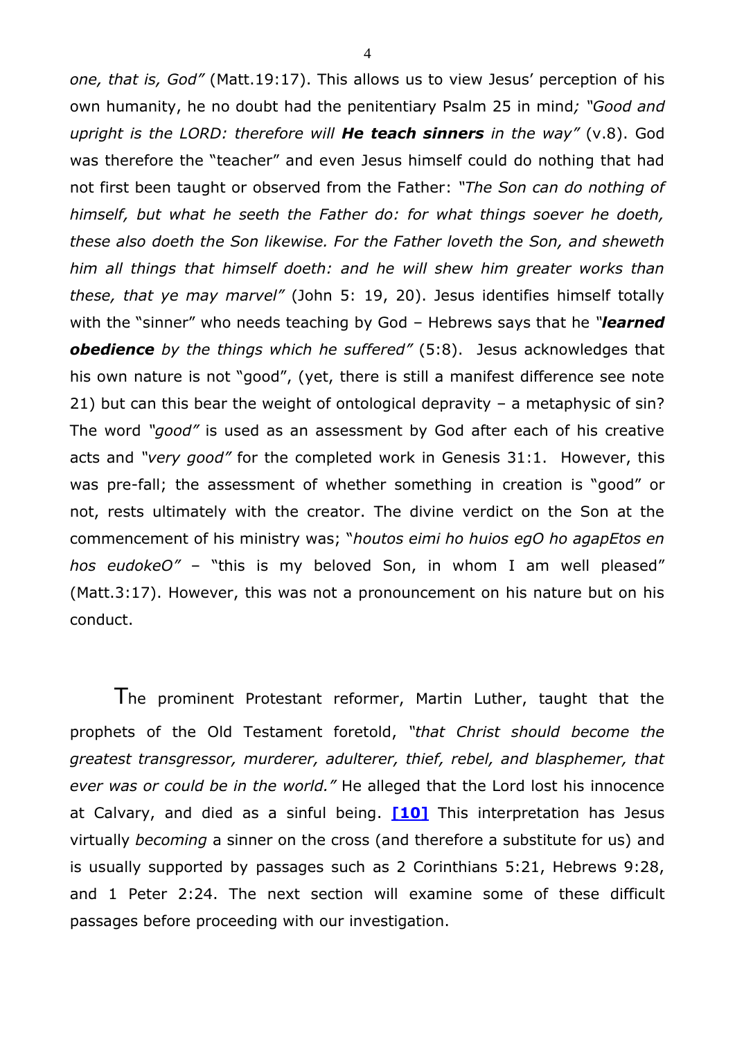*one, that is, God"* (Matt.19:17). This allows us to view Jesus' perception of his own humanity, he no doubt had the penitentiary Psalm 25 in mind*; "Good and upright is the LORD: therefore will* ***He teach sinners*** *in the way"* (v.8). God was therefore the "teacher" and even Jesus himself could do nothing that had not first been taught or observed from the Father: *"The Son can do nothing of himself, but what he seeth the Father do: for what things soever he doeth, these also doeth the Son likewise. For the Father loveth the Son, and sheweth him all things that himself doeth: and he will shew him greater works than these, that ye may marvel"* (John 5: 19, 20). Jesus identifies himself totally with the "sinner" who needs teaching by God – Hebrews says that he *"**learned obedience** by the things which he suffered"* (5:8). Jesus acknowledges that his own nature is not "good", (yet, there is still a manifest difference see note 21) but can this bear the weight of ontological depravity – a metaphysic of sin? The word *"good"* is used as an assessment by God after each of his creative acts and *"very good"* for the completed work in Genesis 31:1. However, this was pre-fall; the assessment of whether something in creation is "good" or not, rests ultimately with the creator. The divine verdict on the Son at the commencement of his ministry was; "*houtos eimi ho huios egO ho agapEtos en hos eudokeO"* – "this is my beloved Son, in whom I am well pleased" (Matt.3:17). However, this was not a pronouncement on his nature but on his conduct.

The prominent Protestant reformer, Martin Luther, taught that the prophets of the Old Testament foretold, *"that Christ should become the greatest transgressor, murderer, adulterer, thief, rebel, and blasphemer, that ever was or could be in the world."* He alleged that the Lord lost his innocence at Calvary, and died as a sinful being. **[10]** This interpretation has Jesus virtually *becoming* a sinner on the cross (and therefore a substitute for us) and is usually supported by passages such as 2 Corinthians 5:21, Hebrews 9:28, and 1 Peter 2:24. The next section will examine some of these difficult passages before proceeding with our investigation.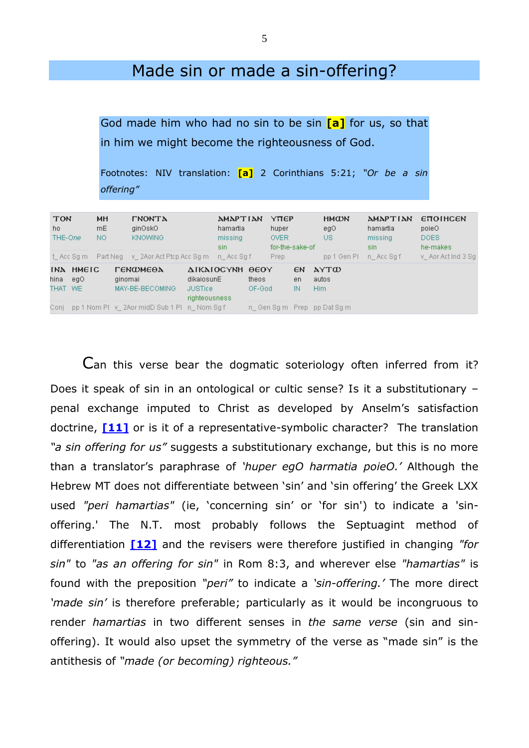## Made sin or made a sin-offering?

> God made him who had no sin to be sin **[a]** for us, so that in him we might become the righteousness of God.
>
> Footnotes: NIV translation: **[a]** 2 Corinthians 5:21; *"Or be a sin offering"*

| ΤΟΝ | ΜΗ | ΓΝΟΝΤΑ | ΑΜΑΡΤΙΑΝ | ΥΠΕΡ | ΗΜΩΝ | ΑΜΑΡΤΙΑΝ | ΕΠΟΙΗCΕΝ |
|---|---|---|---|---|---|---|---|
| ho | mE | ginOskO | hamartia | huper | egO | hamartia | poieO |
| THE-One | NO | KNOWING | missing sin | OVER for-the-sake-of | US | missing sin | DOES he-makes |
| t_ Acc Sg m | Part Neg | v_ 2Aor Act Ptcp Acc Sg m | n_ Acc Sg f | Prep | pp 1 Gen Pl | n_ Acc Sg f | v_ Aor Act Ind 3 Sg |

| ΙΝΑ | ΗΜΕΙC | ΓΕΝΩΜΕΘΑ | ΔΙΚΑΙΟCΥΝΗ | ΘΕΟΥ | ΕΝ | ΑΥΤΩ |
|---|---|---|---|---|---|---|
| hina | egO | ginomai | dikaiosunE | theos | en | autos |
| THAT | WE | MAY-BE-BECOMING | JUSTice righteousness | OF-God | IN | Him |
| Conj | pp 1 Nom Pl | v_ 2Aor midD Sub 1 Pl | n_ Nom Sg f | n_ Gen Sg m | Prep | pp Dat Sg m |

Can this verse bear the dogmatic soteriology often inferred from it? Does it speak of sin in an ontological or cultic sense? Is it a substitutionary – penal exchange imputed to Christ as developed by Anselm's satisfaction doctrine, **[11]** or is it of a representative-symbolic character? The translation *"a sin offering for us"* suggests a substitutionary exchange, but this is no more than a translator's paraphrase of *'huper egO harmatia poieO.'* Although the Hebrew MT does not differentiate between 'sin' and 'sin offering' the Greek LXX used *"peri hamartias"* (ie, 'concerning sin' or 'for sin') to indicate a 'sin-offering.' The N.T. most probably follows the Septuagint method of differentiation **[12]** and the revisers were therefore justified in changing *"for sin"* to *"as an offering for sin"* in Rom 8:3, and wherever else *"hamartias"* is found with the preposition *"peri"* to indicate a *'sin-offering.'* The more direct *'made sin'* is therefore preferable; particularly as it would be incongruous to render *hamartias* in two different senses in *the same verse* (sin and sin-offering). It would also upset the symmetry of the verse as "made sin" is the antithesis of *"made (or becoming) righteous."*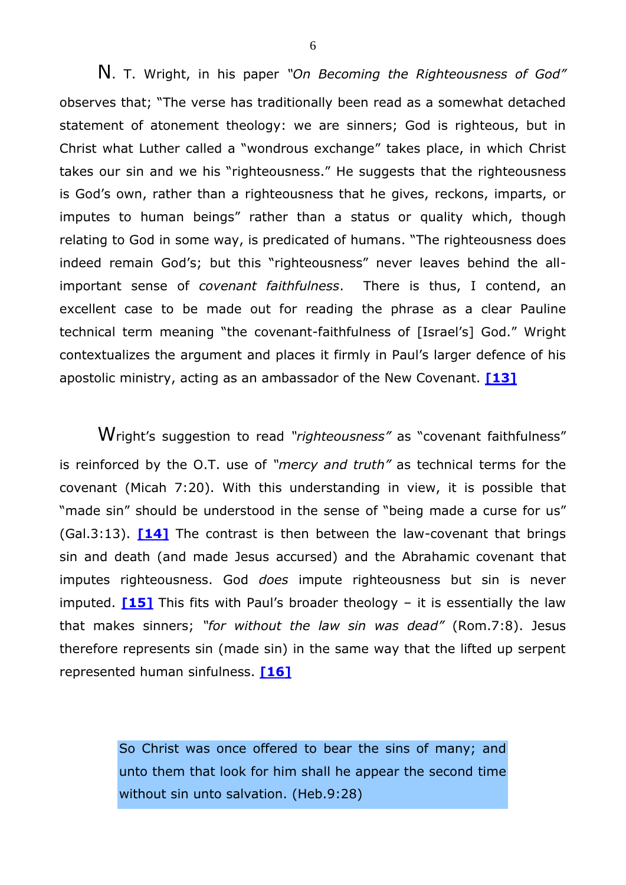N. T. Wright, in his paper *"On Becoming the Righteousness of God"* observes that; "The verse has traditionally been read as a somewhat detached statement of atonement theology: we are sinners; God is righteous, but in Christ what Luther called a "wondrous exchange" takes place, in which Christ takes our sin and we his "righteousness." He suggests that the righteousness is God's own, rather than a righteousness that he gives, reckons, imparts, or imputes to human beings" rather than a status or quality which, though relating to God in some way, is predicated of humans. "The righteousness does indeed remain God's; but this "righteousness" never leaves behind the all-important sense of *covenant faithfulness*. There is thus, I contend, an excellent case to be made out for reading the phrase as a clear Pauline technical term meaning "the covenant-faithfulness of [Israel's] God." Wright contextualizes the argument and places it firmly in Paul's larger defence of his apostolic ministry, acting as an ambassador of the New Covenant. **[13]**

Wright's suggestion to read *"righteousness"* as "covenant faithfulness" is reinforced by the O.T. use of *"mercy and truth"* as technical terms for the covenant (Micah 7:20). With this understanding in view, it is possible that "made sin" should be understood in the sense of "being made a curse for us" (Gal.3:13). **[14]** The contrast is then between the law-covenant that brings sin and death (and made Jesus accursed) and the Abrahamic covenant that imputes righteousness. God *does* impute righteousness but sin is never imputed. **[15]** This fits with Paul's broader theology – it is essentially the law that makes sinners; *"for without the law sin was dead"* (Rom.7:8). Jesus therefore represents sin (made sin) in the same way that the lifted up serpent represented human sinfulness. **[16]**

> So Christ was once offered to bear the sins of many; and unto them that look for him shall he appear the second time without sin unto salvation. (Heb.9:28)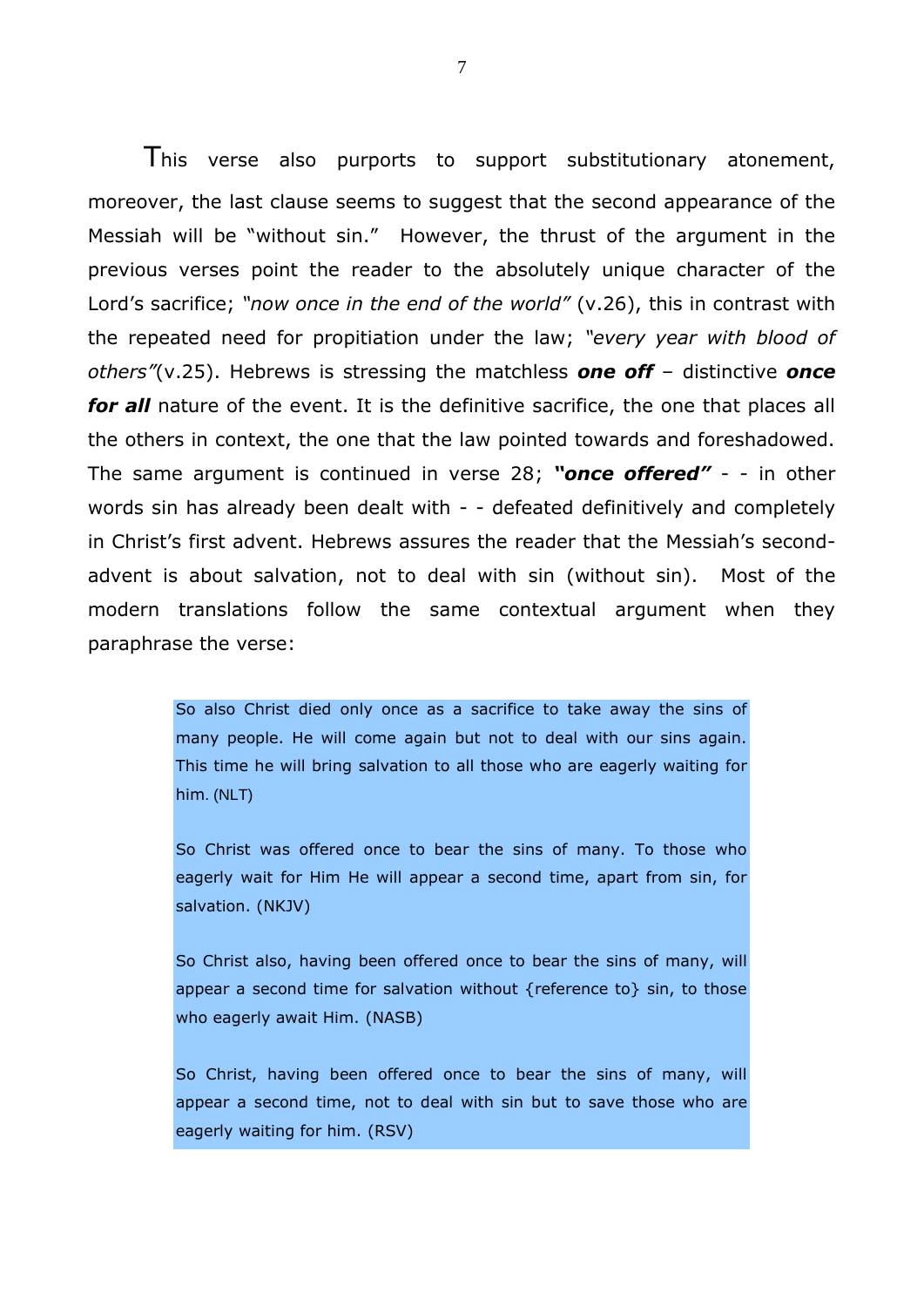This verse also purports to support substitutionary atonement, moreover, the last clause seems to suggest that the second appearance of the Messiah will be "without sin." However, the thrust of the argument in the previous verses point the reader to the absolutely unique character of the Lord's sacrifice; *"now once in the end of the world"* (v.26), this in contrast with the repeated need for propitiation under the law; *"every year with blood of others"*(v.25). Hebrews is stressing the matchless ***one off*** – distinctive ***once for all*** nature of the event. It is the definitive sacrifice, the one that places all the others in context, the one that the law pointed towards and foreshadowed. The same argument is continued in verse 28; ***"once offered"*** - - in other words sin has already been dealt with - - defeated definitively and completely in Christ's first advent. Hebrews assures the reader that the Messiah's second-advent is about salvation, not to deal with sin (without sin). Most of the modern translations follow the same contextual argument when they paraphrase the verse:

> So also Christ died only once as a sacrifice to take away the sins of many people. He will come again but not to deal with our sins again. This time he will bring salvation to all those who are eagerly waiting for him. (NLT)
>
> So Christ was offered once to bear the sins of many. To those who eagerly wait for Him He will appear a second time, apart from sin, for salvation. (NKJV)
>
> So Christ also, having been offered once to bear the sins of many, will appear a second time for salvation without {reference to} sin, to those who eagerly await Him. (NASB)
>
> So Christ, having been offered once to bear the sins of many, will appear a second time, not to deal with sin but to save those who are eagerly waiting for him. (RSV)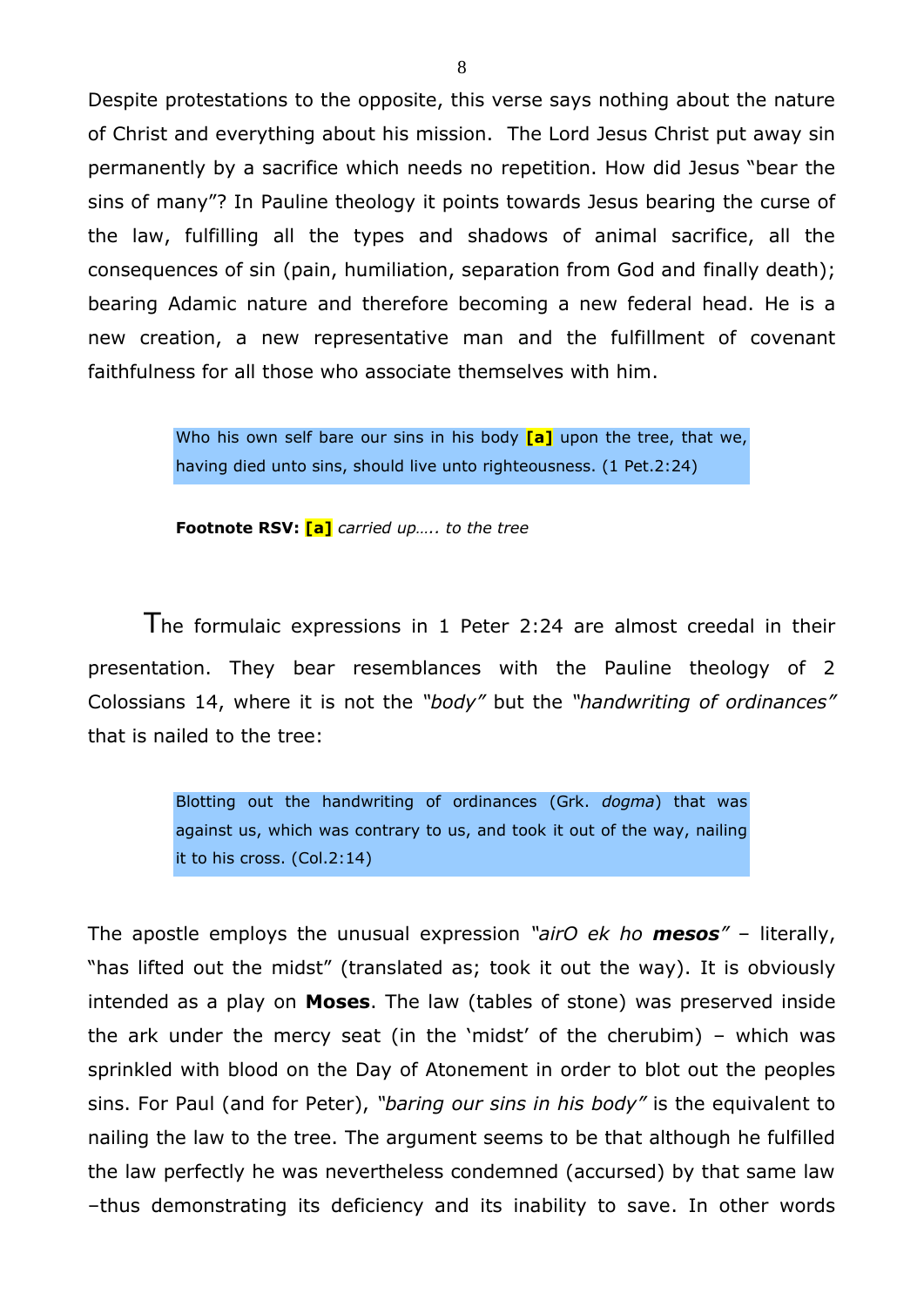Despite protestations to the opposite, this verse says nothing about the nature of Christ and everything about his mission. The Lord Jesus Christ put away sin permanently by a sacrifice which needs no repetition. How did Jesus "bear the sins of many"? In Pauline theology it points towards Jesus bearing the curse of the law, fulfilling all the types and shadows of animal sacrifice, all the consequences of sin (pain, humiliation, separation from God and finally death); bearing Adamic nature and therefore becoming a new federal head. He is a new creation, a new representative man and the fulfillment of covenant faithfulness for all those who associate themselves with him.

> Who his own self bare our sins in his body **[a]** upon the tree, that we, having died unto sins, should live unto righteousness. (1 Pet.2:24)

**Footnote RSV: [a]** *carried up….. to the tree*

The formulaic expressions in 1 Peter 2:24 are almost creedal in their presentation. They bear resemblances with the Pauline theology of 2 Colossians 14, where it is not the *"body"* but the *"handwriting of ordinances"* that is nailed to the tree:

> Blotting out the handwriting of ordinances (Grk. *dogma*) that was against us, which was contrary to us, and took it out of the way, nailing it to his cross. (Col.2:14)

The apostle employs the unusual expression *"airO ek ho **mesos**"* – literally, "has lifted out the midst" (translated as; took it out the way). It is obviously intended as a play on **Moses**. The law (tables of stone) was preserved inside the ark under the mercy seat (in the 'midst' of the cherubim) – which was sprinkled with blood on the Day of Atonement in order to blot out the peoples sins. For Paul (and for Peter), *"baring our sins in his body"* is the equivalent to nailing the law to the tree. The argument seems to be that although he fulfilled the law perfectly he was nevertheless condemned (accursed) by that same law –thus demonstrating its deficiency and its inability to save. In other words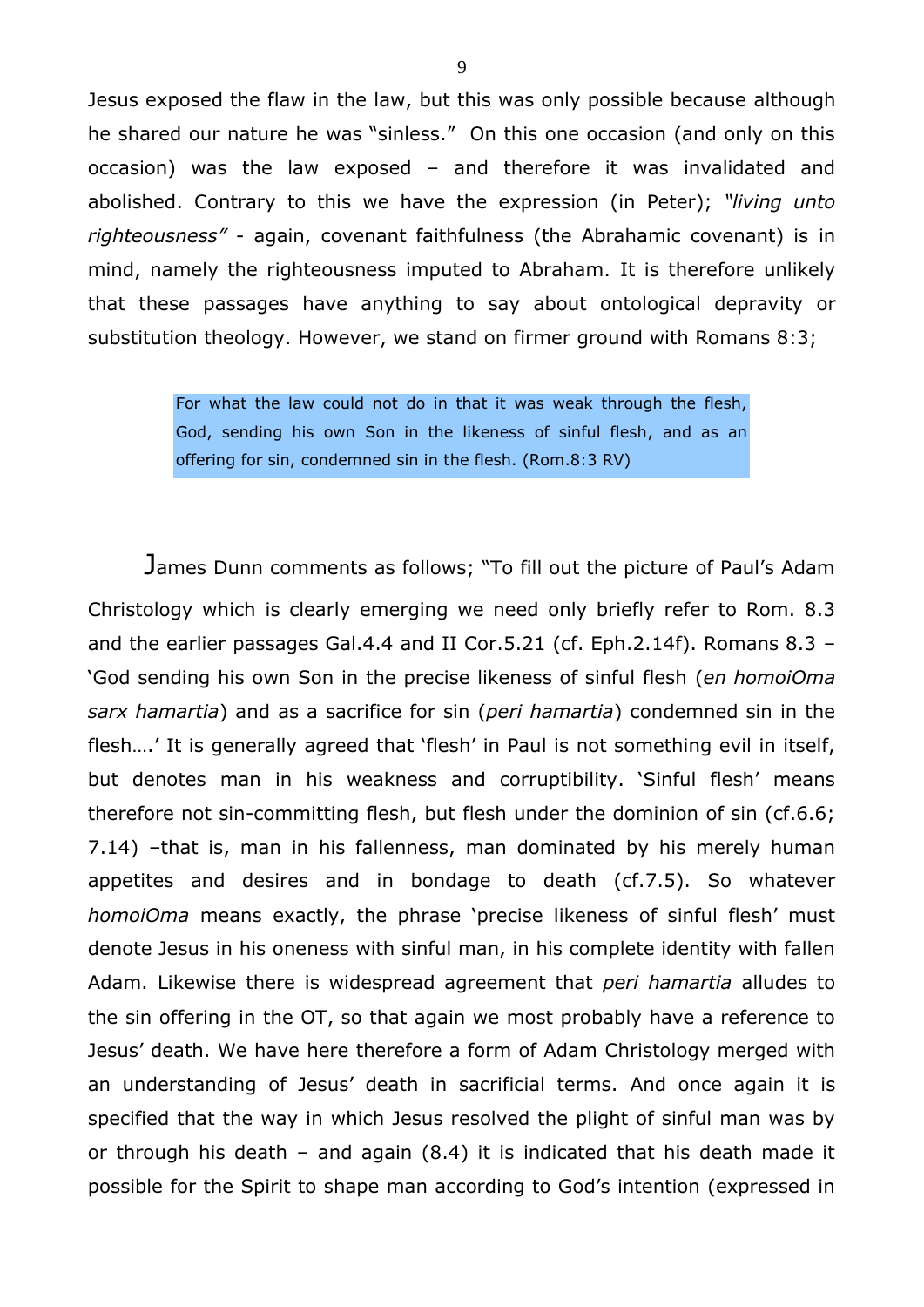Jesus exposed the flaw in the law, but this was only possible because although he shared our nature he was "sinless." On this one occasion (and only on this occasion) was the law exposed – and therefore it was invalidated and abolished. Contrary to this we have the expression (in Peter); *"living unto righteousness"* - again, covenant faithfulness (the Abrahamic covenant) is in mind, namely the righteousness imputed to Abraham. It is therefore unlikely that these passages have anything to say about ontological depravity or substitution theology. However, we stand on firmer ground with Romans 8:3;

> For what the law could not do in that it was weak through the flesh, God, sending his own Son in the likeness of sinful flesh, and as an offering for sin, condemned sin in the flesh. (Rom.8:3 RV)

James Dunn comments as follows; "To fill out the picture of Paul's Adam Christology which is clearly emerging we need only briefly refer to Rom. 8.3 and the earlier passages Gal.4.4 and II Cor.5.21 (cf. Eph.2.14f). Romans 8.3 – 'God sending his own Son in the precise likeness of sinful flesh (*en homoiOma sarx hamartia*) and as a sacrifice for sin (*peri hamartia*) condemned sin in the flesh….' It is generally agreed that 'flesh' in Paul is not something evil in itself, but denotes man in his weakness and corruptibility. 'Sinful flesh' means therefore not sin-committing flesh, but flesh under the dominion of sin (cf.6.6; 7.14) –that is, man in his fallenness, man dominated by his merely human appetites and desires and in bondage to death (cf.7.5). So whatever *homoiOma* means exactly, the phrase 'precise likeness of sinful flesh' must denote Jesus in his oneness with sinful man, in his complete identity with fallen Adam. Likewise there is widespread agreement that *peri hamartia* alludes to the sin offering in the OT, so that again we most probably have a reference to Jesus' death. We have here therefore a form of Adam Christology merged with an understanding of Jesus' death in sacrificial terms. And once again it is specified that the way in which Jesus resolved the plight of sinful man was by or through his death – and again (8.4) it is indicated that his death made it possible for the Spirit to shape man according to God's intention (expressed in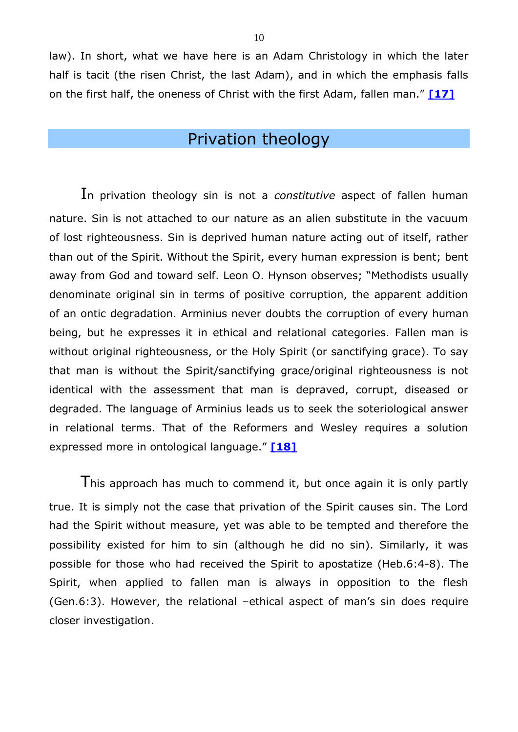law). In short, what we have here is an Adam Christology in which the later half is tacit (the risen Christ, the last Adam), and in which the emphasis falls on the first half, the oneness of Christ with the first Adam, fallen man." **[17]**

## Privation theology

In privation theology sin is not a *constitutive* aspect of fallen human nature. Sin is not attached to our nature as an alien substitute in the vacuum of lost righteousness. Sin is deprived human nature acting out of itself, rather than out of the Spirit. Without the Spirit, every human expression is bent; bent away from God and toward self. Leon O. Hynson observes; "Methodists usually denominate original sin in terms of positive corruption, the apparent addition of an ontic degradation. Arminius never doubts the corruption of every human being, but he expresses it in ethical and relational categories. Fallen man is without original righteousness, or the Holy Spirit (or sanctifying grace). To say that man is without the Spirit/sanctifying grace/original righteousness is not identical with the assessment that man is depraved, corrupt, diseased or degraded. The language of Arminius leads us to seek the soteriological answer in relational terms. That of the Reformers and Wesley requires a solution expressed more in ontological language." **[18]**

This approach has much to commend it, but once again it is only partly true. It is simply not the case that privation of the Spirit causes sin. The Lord had the Spirit without measure, yet was able to be tempted and therefore the possibility existed for him to sin (although he did no sin). Similarly, it was possible for those who had received the Spirit to apostatize (Heb.6:4-8). The Spirit, when applied to fallen man is always in opposition to the flesh (Gen.6:3). However, the relational –ethical aspect of man's sin does require closer investigation.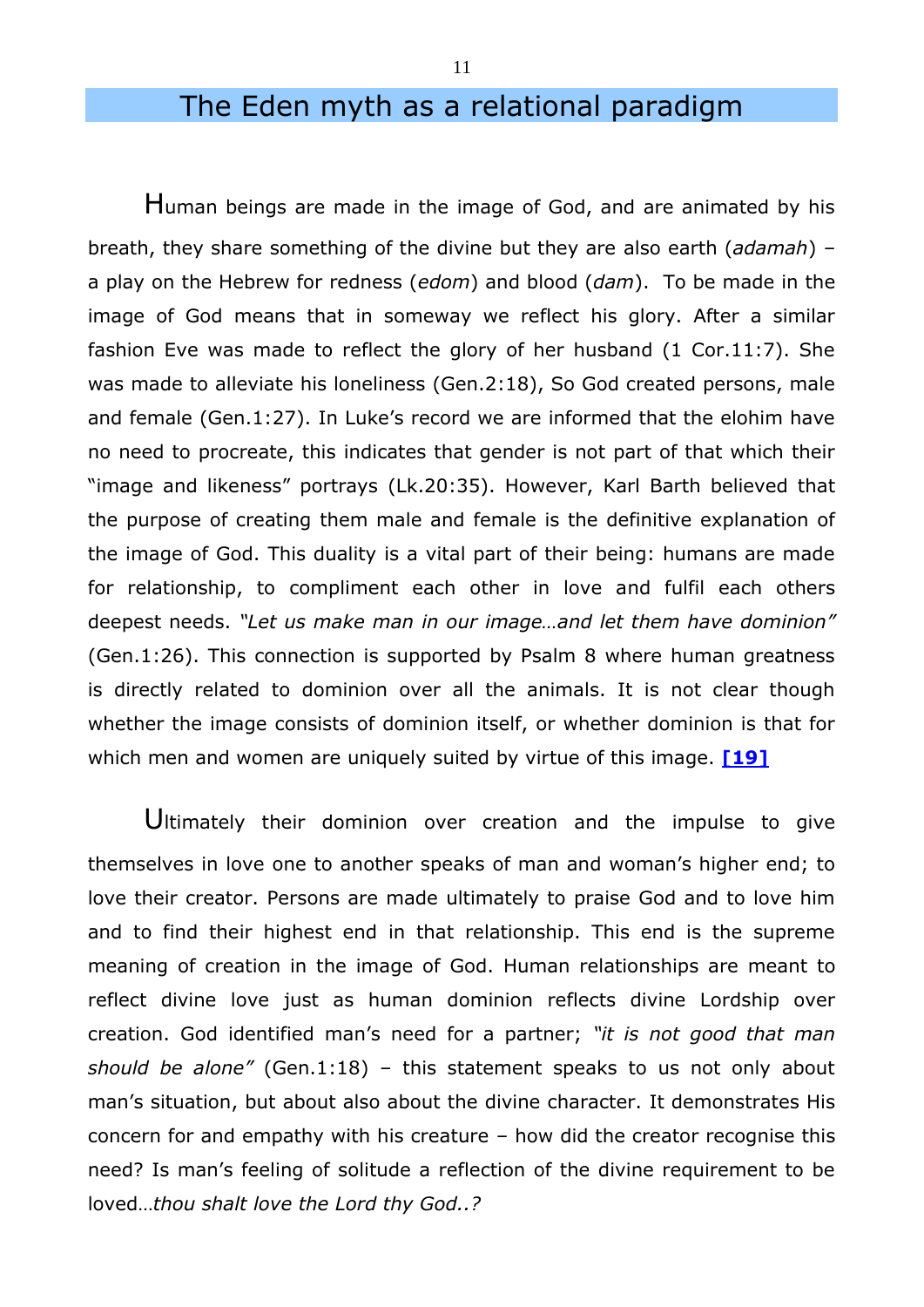# The Eden myth as a relational paradigm

Human beings are made in the image of God, and are animated by his breath, they share something of the divine but they are also earth (*adamah*) – a play on the Hebrew for redness (*edom*) and blood (*dam*). To be made in the image of God means that in someway we reflect his glory. After a similar fashion Eve was made to reflect the glory of her husband (1 Cor.11:7). She was made to alleviate his loneliness (Gen.2:18), So God created persons, male and female (Gen.1:27). In Luke's record we are informed that the elohim have no need to procreate, this indicates that gender is not part of that which their "image and likeness" portrays (Lk.20:35). However, Karl Barth believed that the purpose of creating them male and female is the definitive explanation of the image of God. This duality is a vital part of their being: humans are made for relationship, to compliment each other in love and fulfil each others deepest needs. *"Let us make man in our image…and let them have dominion"* (Gen.1:26). This connection is supported by Psalm 8 where human greatness is directly related to dominion over all the animals. It is not clear though whether the image consists of dominion itself, or whether dominion is that for which men and women are uniquely suited by virtue of this image. **[19]**

Ultimately their dominion over creation and the impulse to give themselves in love one to another speaks of man and woman's higher end; to love their creator. Persons are made ultimately to praise God and to love him and to find their highest end in that relationship. This end is the supreme meaning of creation in the image of God. Human relationships are meant to reflect divine love just as human dominion reflects divine Lordship over creation. God identified man's need for a partner; *"it is not good that man should be alone"* (Gen.1:18) – this statement speaks to us not only about man's situation, but about also about the divine character. It demonstrates His concern for and empathy with his creature – how did the creator recognise this need? Is man's feeling of solitude a reflection of the divine requirement to be loved…*thou shalt love the Lord thy God..?*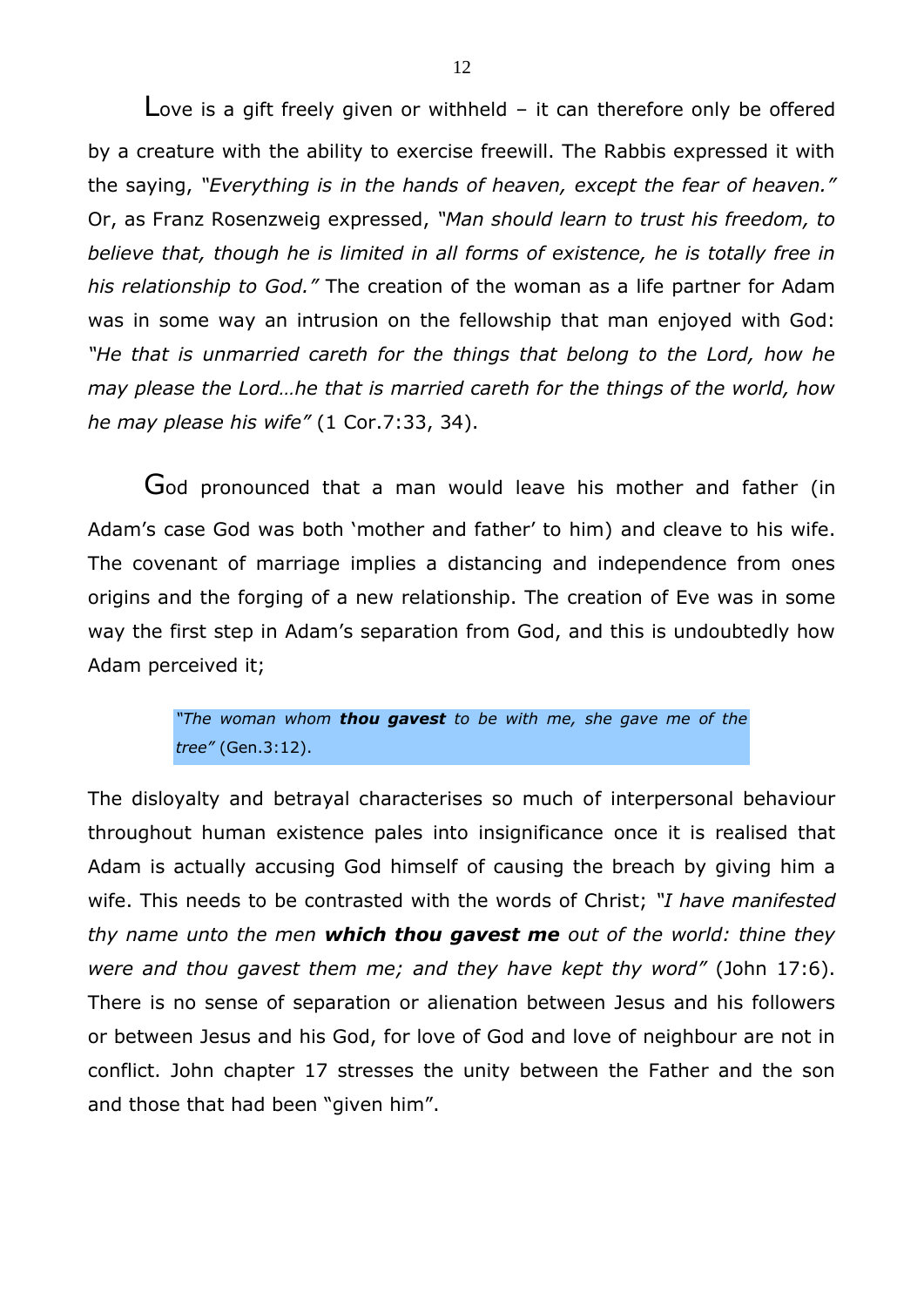Love is a gift freely given or withheld – it can therefore only be offered by a creature with the ability to exercise freewill. The Rabbis expressed it with the saying, *"Everything is in the hands of heaven, except the fear of heaven."* Or, as Franz Rosenzweig expressed, *"Man should learn to trust his freedom, to believe that, though he is limited in all forms of existence, he is totally free in his relationship to God."* The creation of the woman as a life partner for Adam was in some way an intrusion on the fellowship that man enjoyed with God: *"He that is unmarried careth for the things that belong to the Lord, how he may please the Lord…he that is married careth for the things of the world, how he may please his wife"* (1 Cor.7:33, 34).

God pronounced that a man would leave his mother and father (in Adam's case God was both 'mother and father' to him) and cleave to his wife. The covenant of marriage implies a distancing and independence from ones origins and the forging of a new relationship. The creation of Eve was in some way the first step in Adam's separation from God, and this is undoubtedly how Adam perceived it;

> *"The woman whom* ***thou gavest*** *to be with me, she gave me of the tree"* (Gen.3:12).

The disloyalty and betrayal characterises so much of interpersonal behaviour throughout human existence pales into insignificance once it is realised that Adam is actually accusing God himself of causing the breach by giving him a wife. This needs to be contrasted with the words of Christ; *"I have manifested thy name unto the men* ***which thou gavest me*** *out of the world: thine they were and thou gavest them me; and they have kept thy word"* (John 17:6). There is no sense of separation or alienation between Jesus and his followers or between Jesus and his God, for love of God and love of neighbour are not in conflict. John chapter 17 stresses the unity between the Father and the son and those that had been "given him".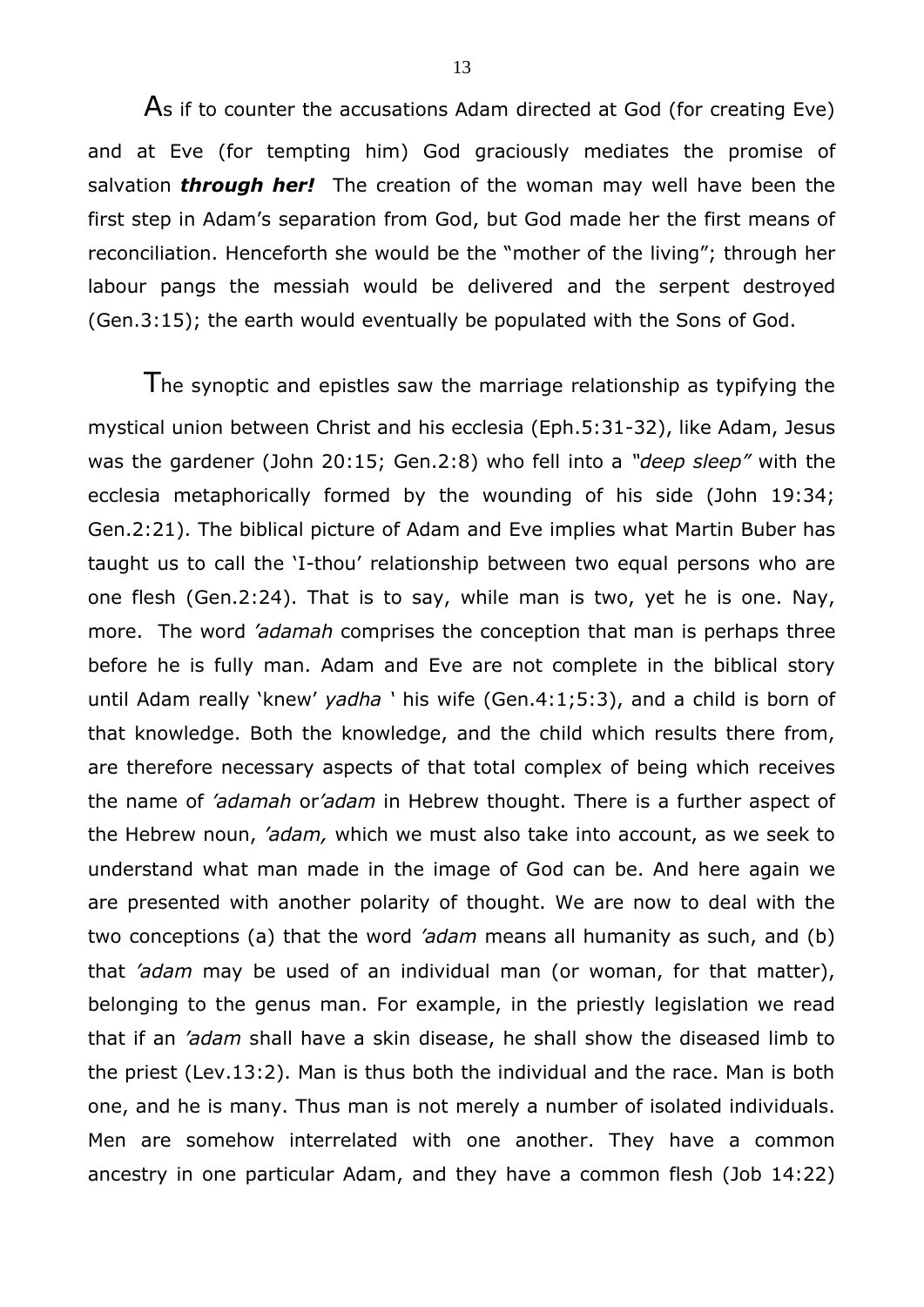As if to counter the accusations Adam directed at God (for creating Eve) and at Eve (for tempting him) God graciously mediates the promise of salvation ***through her!*** The creation of the woman may well have been the first step in Adam's separation from God, but God made her the first means of reconciliation. Henceforth she would be the "mother of the living"; through her labour pangs the messiah would be delivered and the serpent destroyed (Gen.3:15); the earth would eventually be populated with the Sons of God.

The synoptic and epistles saw the marriage relationship as typifying the mystical union between Christ and his ecclesia (Eph.5:31-32), like Adam, Jesus was the gardener (John 20:15; Gen.2:8) who fell into a *"deep sleep"* with the ecclesia metaphorically formed by the wounding of his side (John 19:34; Gen.2:21). The biblical picture of Adam and Eve implies what Martin Buber has taught us to call the 'I-thou' relationship between two equal persons who are one flesh (Gen.2:24). That is to say, while man is two, yet he is one. Nay, more. The word *'adamah* comprises the conception that man is perhaps three before he is fully man. Adam and Eve are not complete in the biblical story until Adam really 'knew' *yadha* ' his wife (Gen.4:1;5:3), and a child is born of that knowledge. Both the knowledge, and the child which results there from, are therefore necessary aspects of that total complex of being which receives the name of *'adamah* or*'adam* in Hebrew thought. There is a further aspect of the Hebrew noun, *'adam,* which we must also take into account, as we seek to understand what man made in the image of God can be. And here again we are presented with another polarity of thought. We are now to deal with the two conceptions (a) that the word *'adam* means all humanity as such, and (b) that *'adam* may be used of an individual man (or woman, for that matter), belonging to the genus man. For example, in the priestly legislation we read that if an *'adam* shall have a skin disease, he shall show the diseased limb to the priest (Lev.13:2). Man is thus both the individual and the race. Man is both one, and he is many. Thus man is not merely a number of isolated individuals. Men are somehow interrelated with one another. They have a common ancestry in one particular Adam, and they have a common flesh (Job 14:22)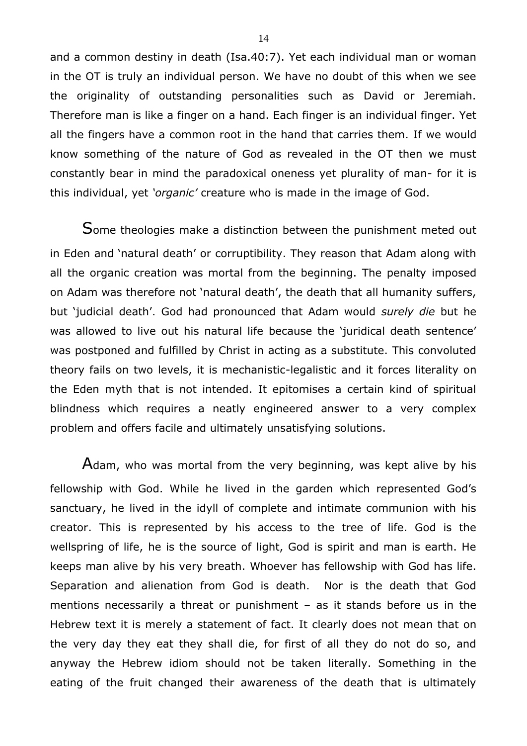and a common destiny in death (Isa.40:7). Yet each individual man or woman in the OT is truly an individual person. We have no doubt of this when we see the originality of outstanding personalities such as David or Jeremiah. Therefore man is like a finger on a hand. Each finger is an individual finger. Yet all the fingers have a common root in the hand that carries them. If we would know something of the nature of God as revealed in the OT then we must constantly bear in mind the paradoxical oneness yet plurality of man- for it is this individual, yet *'organic'* creature who is made in the image of God.

Some theologies make a distinction between the punishment meted out in Eden and 'natural death' or corruptibility. They reason that Adam along with all the organic creation was mortal from the beginning. The penalty imposed on Adam was therefore not 'natural death', the death that all humanity suffers, but 'judicial death'. God had pronounced that Adam would *surely die* but he was allowed to live out his natural life because the 'juridical death sentence' was postponed and fulfilled by Christ in acting as a substitute. This convoluted theory fails on two levels, it is mechanistic-legalistic and it forces literality on the Eden myth that is not intended. It epitomises a certain kind of spiritual blindness which requires a neatly engineered answer to a very complex problem and offers facile and ultimately unsatisfying solutions.

Adam, who was mortal from the very beginning, was kept alive by his fellowship with God. While he lived in the garden which represented God's sanctuary, he lived in the idyll of complete and intimate communion with his creator. This is represented by his access to the tree of life. God is the wellspring of life, he is the source of light, God is spirit and man is earth. He keeps man alive by his very breath. Whoever has fellowship with God has life. Separation and alienation from God is death. Nor is the death that God mentions necessarily a threat or punishment – as it stands before us in the Hebrew text it is merely a statement of fact. It clearly does not mean that on the very day they eat they shall die, for first of all they do not do so, and anyway the Hebrew idiom should not be taken literally. Something in the eating of the fruit changed their awareness of the death that is ultimately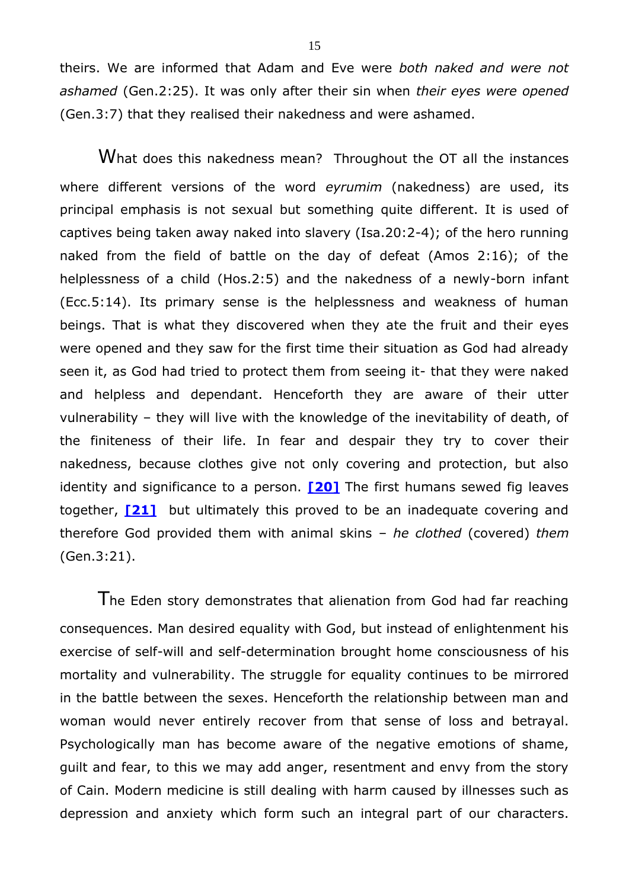theirs. We are informed that Adam and Eve were *both naked and were not ashamed* (Gen.2:25). It was only after their sin when *their eyes were opened* (Gen.3:7) that they realised their nakedness and were ashamed.

What does this nakedness mean? Throughout the OT all the instances where different versions of the word *eyrumim* (nakedness) are used, its principal emphasis is not sexual but something quite different. It is used of captives being taken away naked into slavery (Isa.20:2-4); of the hero running naked from the field of battle on the day of defeat (Amos 2:16); of the helplessness of a child (Hos.2:5) and the nakedness of a newly-born infant (Ecc.5:14). Its primary sense is the helplessness and weakness of human beings. That is what they discovered when they ate the fruit and their eyes were opened and they saw for the first time their situation as God had already seen it, as God had tried to protect them from seeing it- that they were naked and helpless and dependant. Henceforth they are aware of their utter vulnerability – they will live with the knowledge of the inevitability of death, of the finiteness of their life. In fear and despair they try to cover their nakedness, because clothes give not only covering and protection, but also identity and significance to a person. **[20]** The first humans sewed fig leaves together, **[21]** but ultimately this proved to be an inadequate covering and therefore God provided them with animal skins – *he clothed* (covered) *them* (Gen.3:21).

The Eden story demonstrates that alienation from God had far reaching consequences. Man desired equality with God, but instead of enlightenment his exercise of self-will and self-determination brought home consciousness of his mortality and vulnerability. The struggle for equality continues to be mirrored in the battle between the sexes. Henceforth the relationship between man and woman would never entirely recover from that sense of loss and betrayal. Psychologically man has become aware of the negative emotions of shame, guilt and fear, to this we may add anger, resentment and envy from the story of Cain. Modern medicine is still dealing with harm caused by illnesses such as depression and anxiety which form such an integral part of our characters.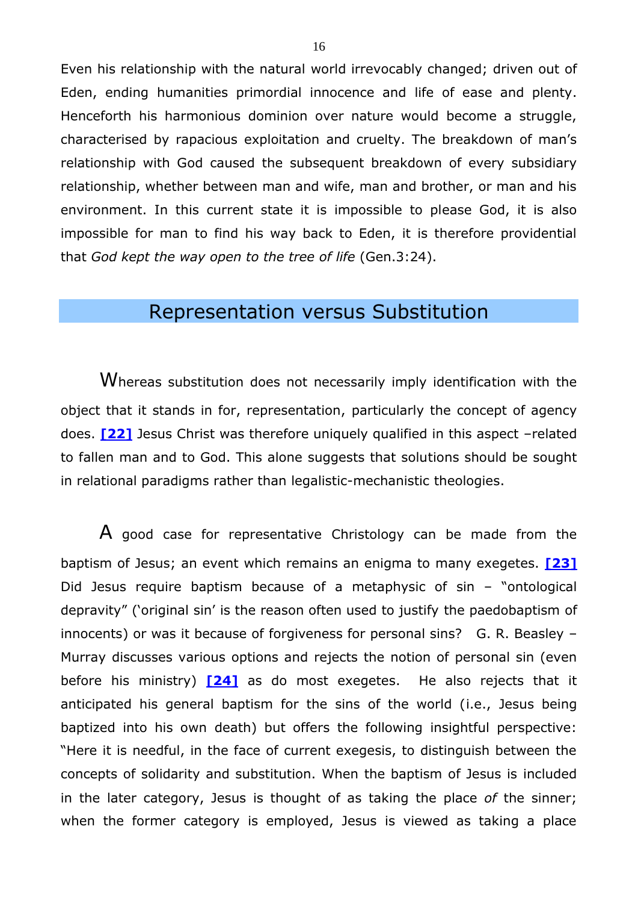Even his relationship with the natural world irrevocably changed; driven out of Eden, ending humanities primordial innocence and life of ease and plenty. Henceforth his harmonious dominion over nature would become a struggle, characterised by rapacious exploitation and cruelty. The breakdown of man's relationship with God caused the subsequent breakdown of every subsidiary relationship, whether between man and wife, man and brother, or man and his environment. In this current state it is impossible to please God, it is also impossible for man to find his way back to Eden, it is therefore providential that *God kept the way open to the tree of life* (Gen.3:24).

## Representation versus Substitution

Whereas substitution does not necessarily imply identification with the object that it stands in for, representation, particularly the concept of agency does. **[22]** Jesus Christ was therefore uniquely qualified in this aspect –related to fallen man and to God. This alone suggests that solutions should be sought in relational paradigms rather than legalistic-mechanistic theologies.

A good case for representative Christology can be made from the baptism of Jesus; an event which remains an enigma to many exegetes. **[23]** Did Jesus require baptism because of a metaphysic of sin – "ontological depravity" ('original sin' is the reason often used to justify the paedobaptism of innocents) or was it because of forgiveness for personal sins? G. R. Beasley – Murray discusses various options and rejects the notion of personal sin (even before his ministry) **[24]** as do most exegetes. He also rejects that it anticipated his general baptism for the sins of the world (i.e., Jesus being baptized into his own death) but offers the following insightful perspective: "Here it is needful, in the face of current exegesis, to distinguish between the concepts of solidarity and substitution. When the baptism of Jesus is included in the later category, Jesus is thought of as taking the place *of* the sinner; when the former category is employed, Jesus is viewed as taking a place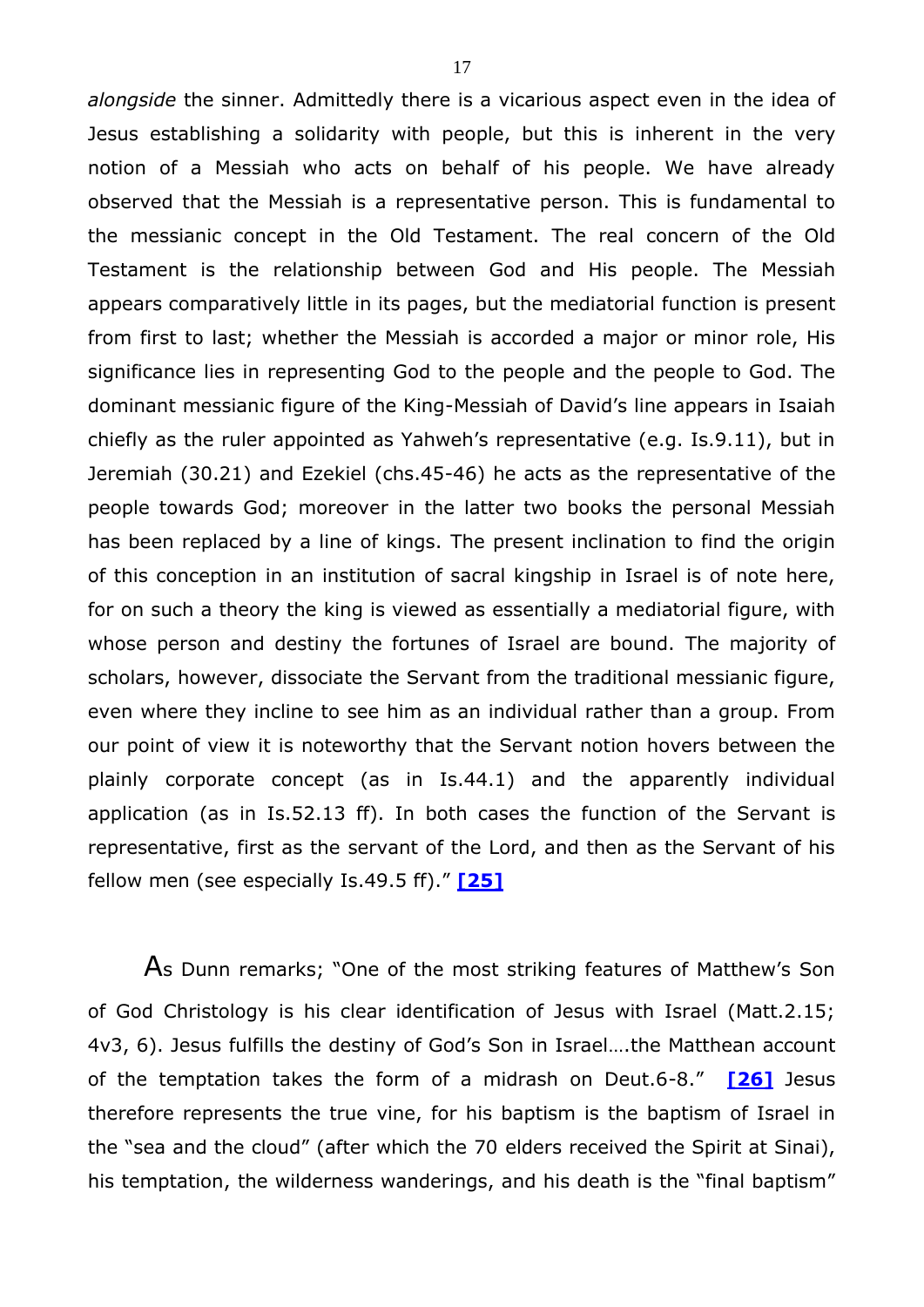*alongside* the sinner. Admittedly there is a vicarious aspect even in the idea of Jesus establishing a solidarity with people, but this is inherent in the very notion of a Messiah who acts on behalf of his people. We have already observed that the Messiah is a representative person. This is fundamental to the messianic concept in the Old Testament. The real concern of the Old Testament is the relationship between God and His people. The Messiah appears comparatively little in its pages, but the mediatorial function is present from first to last; whether the Messiah is accorded a major or minor role, His significance lies in representing God to the people and the people to God. The dominant messianic figure of the King-Messiah of David's line appears in Isaiah chiefly as the ruler appointed as Yahweh's representative (e.g. Is.9.11), but in Jeremiah (30.21) and Ezekiel (chs.45-46) he acts as the representative of the people towards God; moreover in the latter two books the personal Messiah has been replaced by a line of kings. The present inclination to find the origin of this conception in an institution of sacral kingship in Israel is of note here, for on such a theory the king is viewed as essentially a mediatorial figure, with whose person and destiny the fortunes of Israel are bound. The majority of scholars, however, dissociate the Servant from the traditional messianic figure, even where they incline to see him as an individual rather than a group. From our point of view it is noteworthy that the Servant notion hovers between the plainly corporate concept (as in Is.44.1) and the apparently individual application (as in Is.52.13 ff). In both cases the function of the Servant is representative, first as the servant of the Lord, and then as the Servant of his fellow men (see especially Is.49.5 ff)." **[25]**

As Dunn remarks; "One of the most striking features of Matthew's Son of God Christology is his clear identification of Jesus with Israel (Matt.2.15; 4v3, 6). Jesus fulfills the destiny of God's Son in Israel….the Matthean account of the temptation takes the form of a midrash on Deut.6-8." **[26]** Jesus therefore represents the true vine, for his baptism is the baptism of Israel in the "sea and the cloud" (after which the 70 elders received the Spirit at Sinai), his temptation, the wilderness wanderings, and his death is the "final baptism"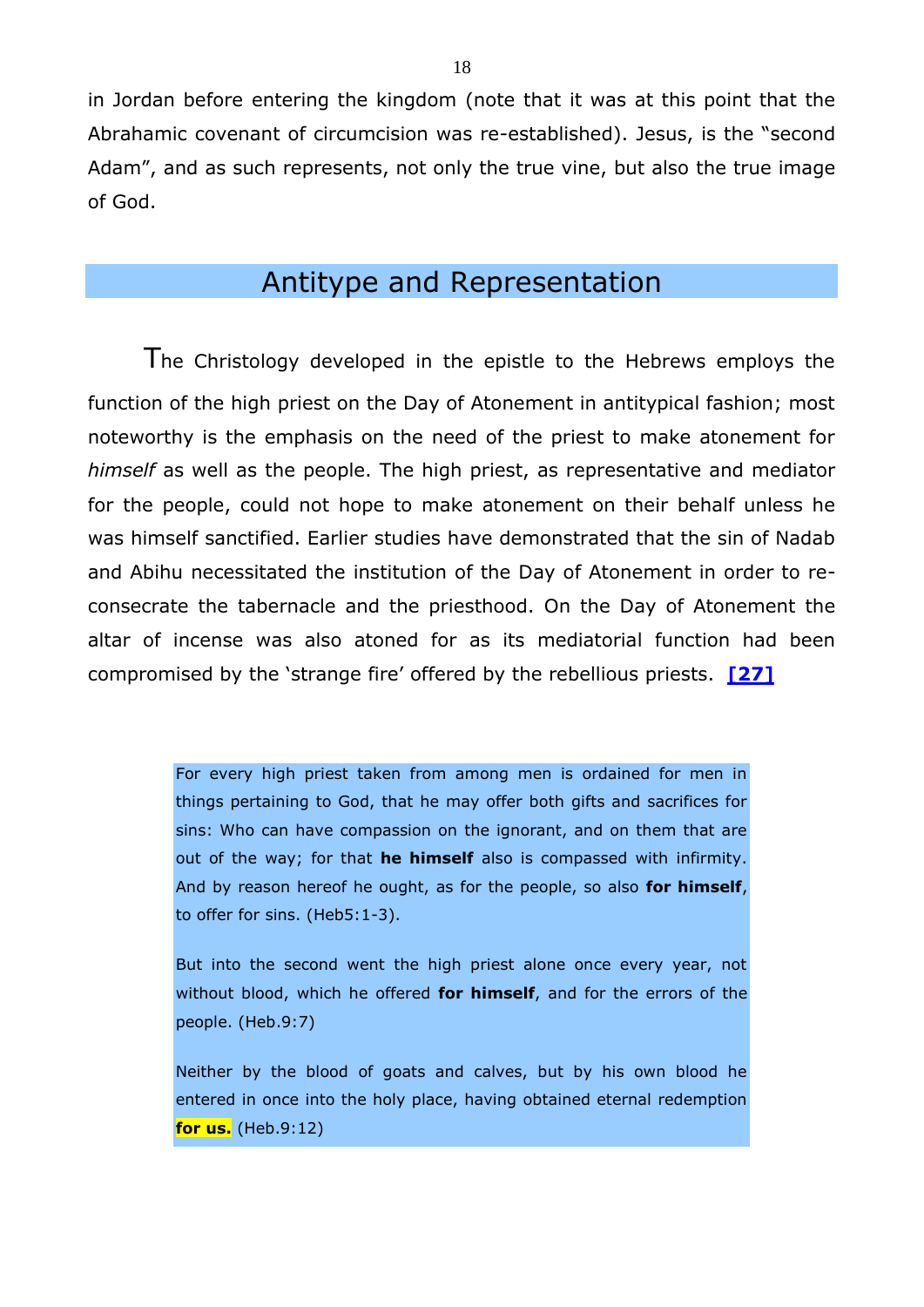in Jordan before entering the kingdom (note that it was at this point that the Abrahamic covenant of circumcision was re-established). Jesus, is the "second Adam", and as such represents, not only the true vine, but also the true image of God.

## Antitype and Representation

The Christology developed in the epistle to the Hebrews employs the function of the high priest on the Day of Atonement in antitypical fashion; most noteworthy is the emphasis on the need of the priest to make atonement for *himself* as well as the people. The high priest, as representative and mediator for the people, could not hope to make atonement on their behalf unless he was himself sanctified. Earlier studies have demonstrated that the sin of Nadab and Abihu necessitated the institution of the Day of Atonement in order to re-consecrate the tabernacle and the priesthood. On the Day of Atonement the altar of incense was also atoned for as its mediatorial function had been compromised by the 'strange fire' offered by the rebellious priests. **[27]**

> For every high priest taken from among men is ordained for men in things pertaining to God, that he may offer both gifts and sacrifices for sins: Who can have compassion on the ignorant, and on them that are out of the way; for that **he himself** also is compassed with infirmity. And by reason hereof he ought, as for the people, so also **for himself**, to offer for sins. (Heb5:1-3).
>
> But into the second went the high priest alone once every year, not without blood, which he offered **for himself**, and for the errors of the people. (Heb.9:7)
>
> Neither by the blood of goats and calves, but by his own blood he entered in once into the holy place, having obtained eternal redemption **for us.** (Heb.9:12)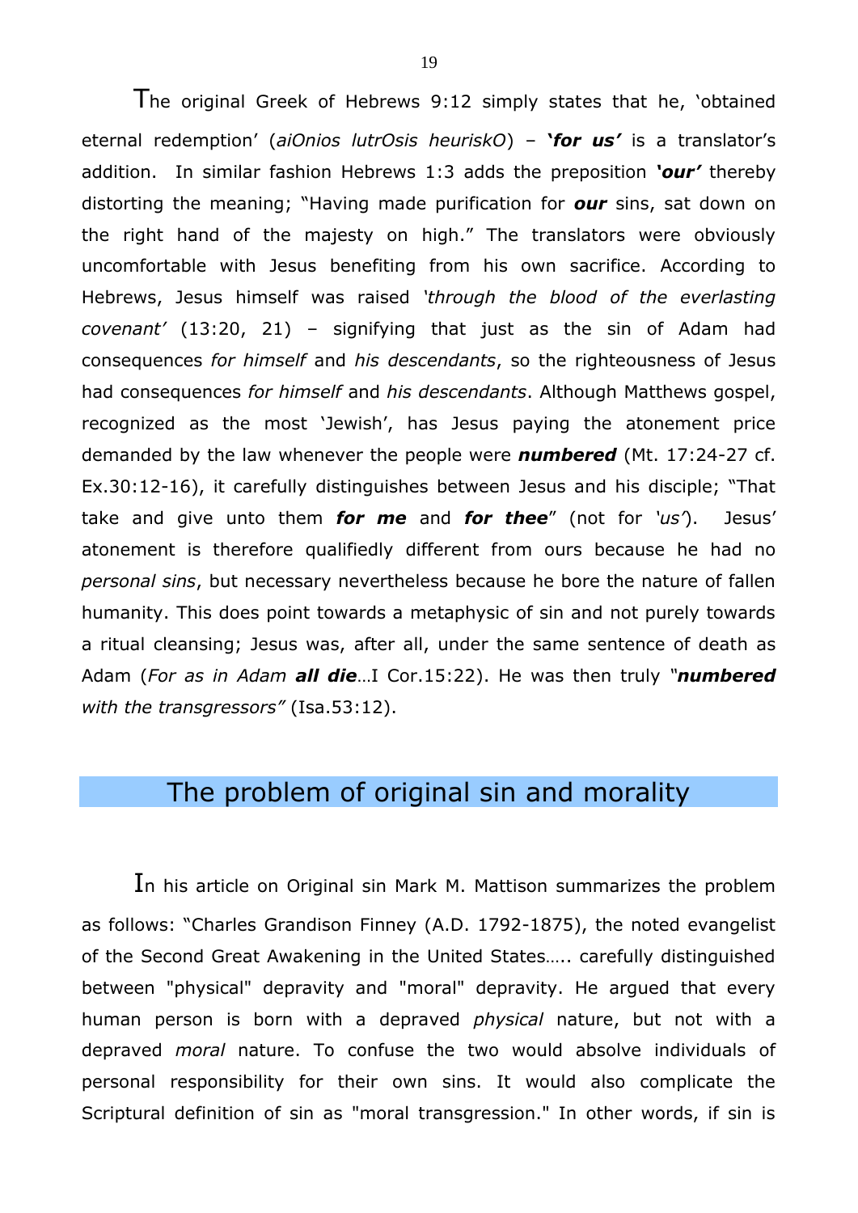The original Greek of Hebrews 9:12 simply states that he, 'obtained eternal redemption' (*aiOnios lutrOsis heuriskO*) – ***'for us'*** is a translator's addition. In similar fashion Hebrews 1:3 adds the preposition ***'our'*** thereby distorting the meaning; "Having made purification for ***our*** sins, sat down on the right hand of the majesty on high." The translators were obviously uncomfortable with Jesus benefiting from his own sacrifice. According to Hebrews, Jesus himself was raised *'through the blood of the everlasting covenant'* (13:20, 21) – signifying that just as the sin of Adam had consequences *for himself* and *his descendants*, so the righteousness of Jesus had consequences *for himself* and *his descendants*. Although Matthews gospel, recognized as the most 'Jewish', has Jesus paying the atonement price demanded by the law whenever the people were ***numbered*** (Mt. 17:24-27 cf. Ex.30:12-16), it carefully distinguishes between Jesus and his disciple; "That take and give unto them ***for me*** and ***for thee***" (not for *'us'*). Jesus' atonement is therefore qualifiedly different from ours because he had no *personal sins*, but necessary nevertheless because he bore the nature of fallen humanity. This does point towards a metaphysic of sin and not purely towards a ritual cleansing; Jesus was, after all, under the same sentence of death as Adam (*For as in Adam **all die**…*I Cor.15:22). He was then truly *"**numbered** with the transgressors"* (Isa.53:12).

## The problem of original sin and morality

In his article on Original sin Mark M. Mattison summarizes the problem as follows: "Charles Grandison Finney (A.D. 1792-1875), the noted evangelist of the Second Great Awakening in the United States….. carefully distinguished between "physical" depravity and "moral" depravity. He argued that every human person is born with a depraved *physical* nature, but not with a depraved *moral* nature. To confuse the two would absolve individuals of personal responsibility for their own sins. It would also complicate the Scriptural definition of sin as "moral transgression." In other words, if sin is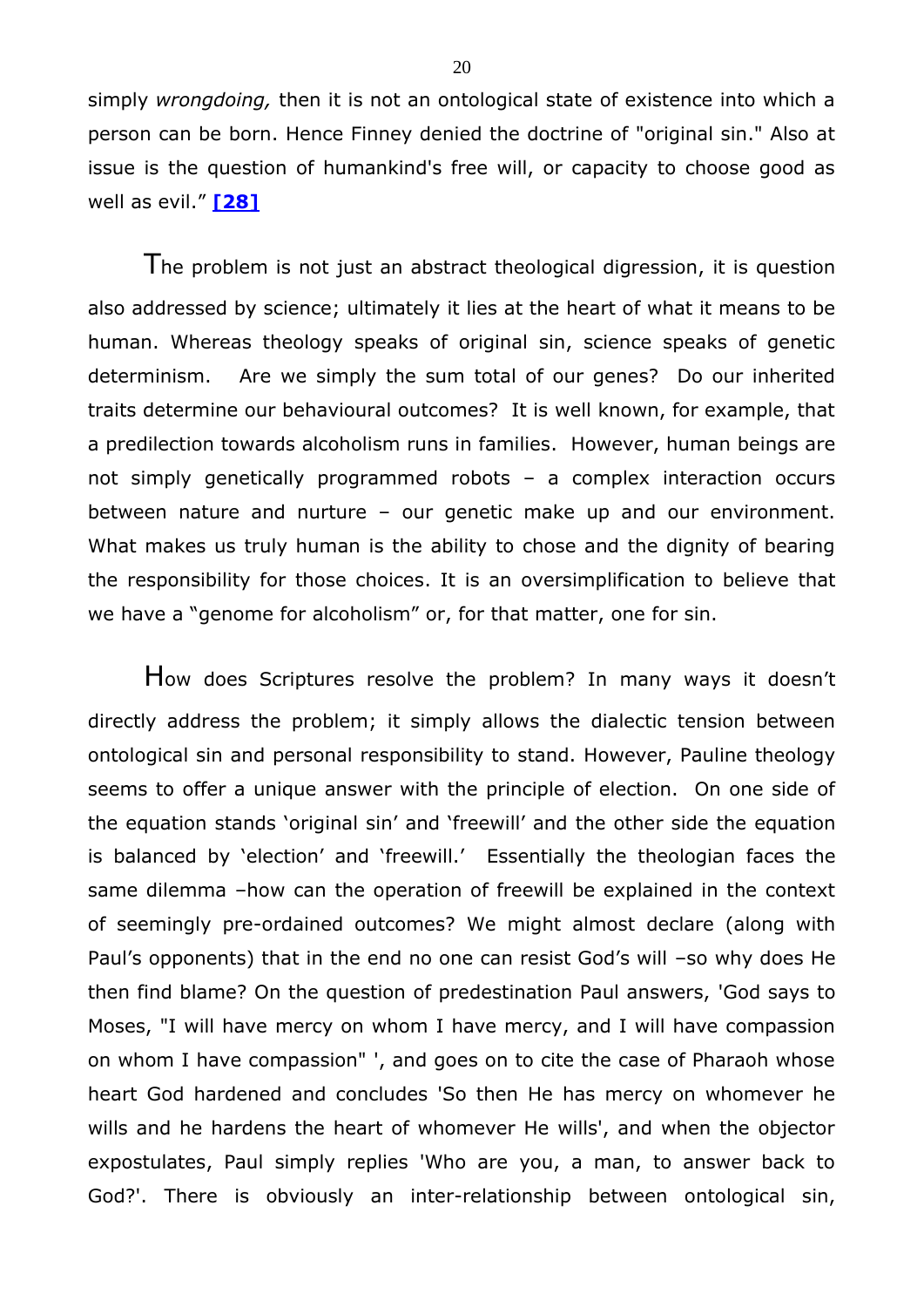simply *wrongdoing,* then it is not an ontological state of existence into which a person can be born. Hence Finney denied the doctrine of "original sin." Also at issue is the question of humankind's free will, or capacity to choose good as well as evil." **[28]**

The problem is not just an abstract theological digression, it is question also addressed by science; ultimately it lies at the heart of what it means to be human. Whereas theology speaks of original sin, science speaks of genetic determinism. Are we simply the sum total of our genes? Do our inherited traits determine our behavioural outcomes? It is well known, for example, that a predilection towards alcoholism runs in families. However, human beings are not simply genetically programmed robots – a complex interaction occurs between nature and nurture – our genetic make up and our environment. What makes us truly human is the ability to chose and the dignity of bearing the responsibility for those choices. It is an oversimplification to believe that we have a "genome for alcoholism" or, for that matter, one for sin.

How does Scriptures resolve the problem? In many ways it doesn't directly address the problem; it simply allows the dialectic tension between ontological sin and personal responsibility to stand. However, Pauline theology seems to offer a unique answer with the principle of election. On one side of the equation stands 'original sin' and 'freewill' and the other side the equation is balanced by 'election' and 'freewill.' Essentially the theologian faces the same dilemma –how can the operation of freewill be explained in the context of seemingly pre-ordained outcomes? We might almost declare (along with Paul's opponents) that in the end no one can resist God's will –so why does He then find blame? On the question of predestination Paul answers, 'God says to Moses, "I will have mercy on whom I have mercy, and I will have compassion on whom I have compassion" ', and goes on to cite the case of Pharaoh whose heart God hardened and concludes 'So then He has mercy on whomever he wills and he hardens the heart of whomever He wills', and when the objector expostulates, Paul simply replies 'Who are you, a man, to answer back to God?'. There is obviously an inter-relationship between ontological sin,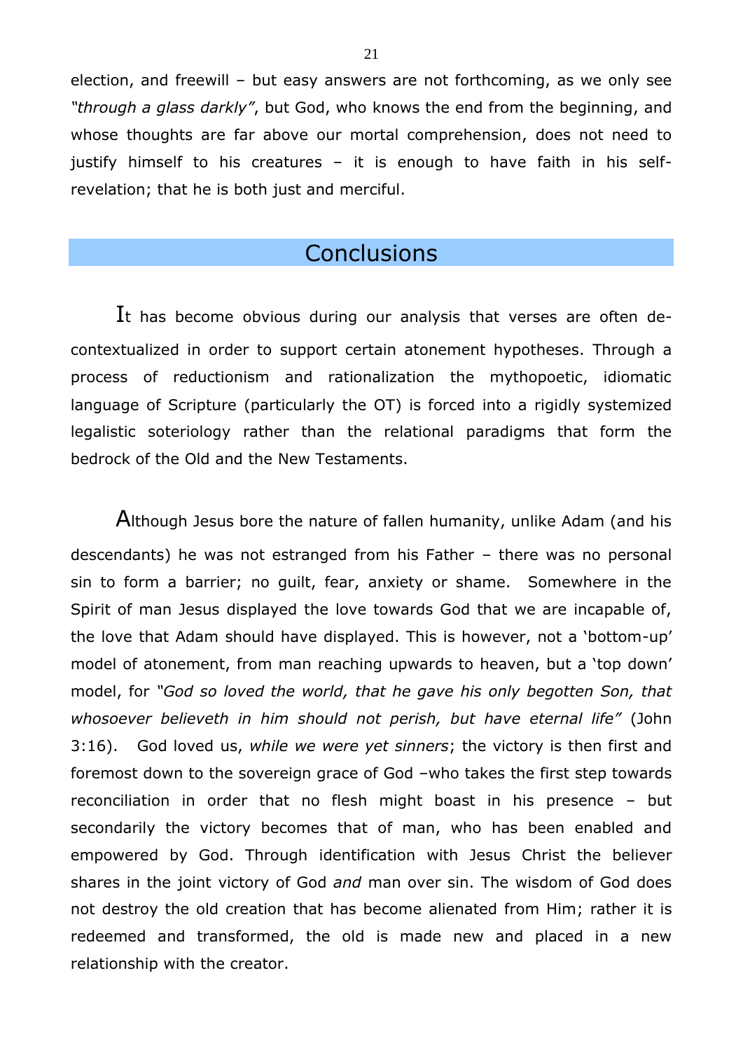election, and freewill – but easy answers are not forthcoming, as we only see *"through a glass darkly"*, but God, who knows the end from the beginning, and whose thoughts are far above our mortal comprehension, does not need to justify himself to his creatures – it is enough to have faith in his self-revelation; that he is both just and merciful.

## Conclusions

It has become obvious during our analysis that verses are often de-contextualized in order to support certain atonement hypotheses. Through a process of reductionism and rationalization the mythopoetic, idiomatic language of Scripture (particularly the OT) is forced into a rigidly systemized legalistic soteriology rather than the relational paradigms that form the bedrock of the Old and the New Testaments.

Although Jesus bore the nature of fallen humanity, unlike Adam (and his descendants) he was not estranged from his Father – there was no personal sin to form a barrier; no guilt, fear, anxiety or shame. Somewhere in the Spirit of man Jesus displayed the love towards God that we are incapable of, the love that Adam should have displayed. This is however, not a 'bottom-up' model of atonement, from man reaching upwards to heaven, but a 'top down' model, for *"God so loved the world, that he gave his only begotten Son, that whosoever believeth in him should not perish, but have eternal life"* (John 3:16). God loved us, *while we were yet sinners*; the victory is then first and foremost down to the sovereign grace of God –who takes the first step towards reconciliation in order that no flesh might boast in his presence – but secondarily the victory becomes that of man, who has been enabled and empowered by God. Through identification with Jesus Christ the believer shares in the joint victory of God *and* man over sin. The wisdom of God does not destroy the old creation that has become alienated from Him; rather it is redeemed and transformed, the old is made new and placed in a new relationship with the creator.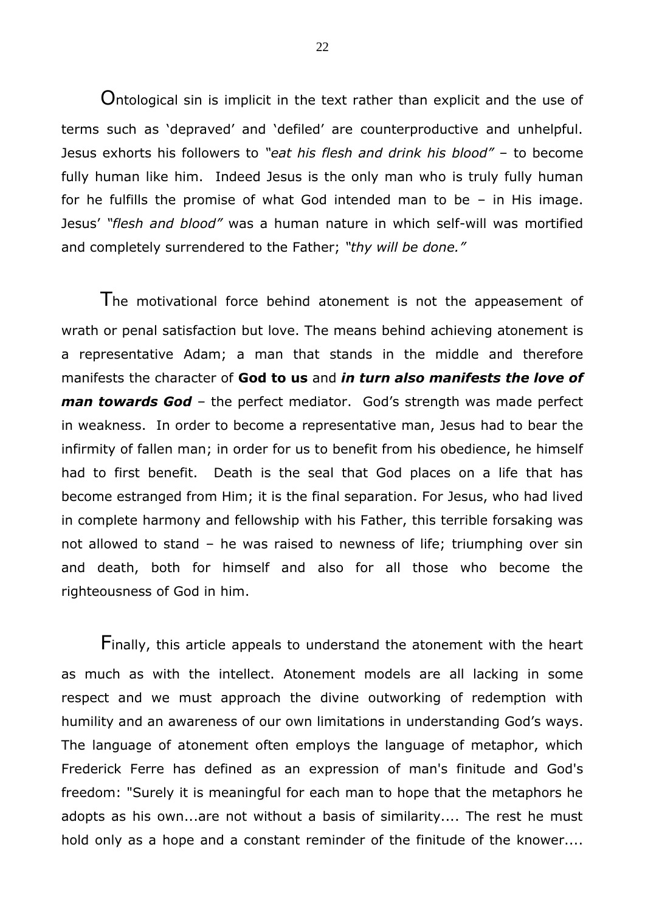Ontological sin is implicit in the text rather than explicit and the use of terms such as 'depraved' and 'defiled' are counterproductive and unhelpful. Jesus exhorts his followers to *"eat his flesh and drink his blood"* – to become fully human like him. Indeed Jesus is the only man who is truly fully human for he fulfills the promise of what God intended man to be – in His image. Jesus' *"flesh and blood"* was a human nature in which self-will was mortified and completely surrendered to the Father; *"thy will be done."*

The motivational force behind atonement is not the appeasement of wrath or penal satisfaction but love. The means behind achieving atonement is a representative Adam; a man that stands in the middle and therefore manifests the character of **God to us** and ***in turn also manifests the love of man towards God*** – the perfect mediator. God's strength was made perfect in weakness. In order to become a representative man, Jesus had to bear the infirmity of fallen man; in order for us to benefit from his obedience, he himself had to first benefit. Death is the seal that God places on a life that has become estranged from Him; it is the final separation. For Jesus, who had lived in complete harmony and fellowship with his Father, this terrible forsaking was not allowed to stand – he was raised to newness of life; triumphing over sin and death, both for himself and also for all those who become the righteousness of God in him.

Finally, this article appeals to understand the atonement with the heart as much as with the intellect. Atonement models are all lacking in some respect and we must approach the divine outworking of redemption with humility and an awareness of our own limitations in understanding God's ways. The language of atonement often employs the language of metaphor, which Frederick Ferre has defined as an expression of man's finitude and God's freedom: "Surely it is meaningful for each man to hope that the metaphors he adopts as his own...are not without a basis of similarity.... The rest he must hold only as a hope and a constant reminder of the finitude of the knower....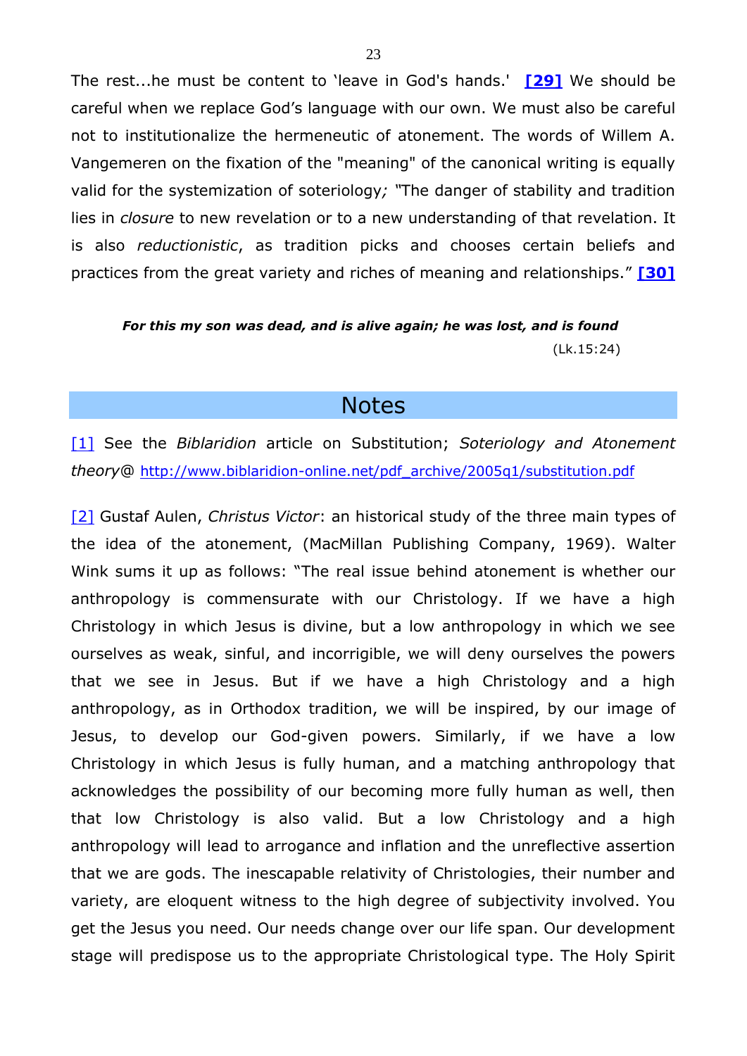The rest...he must be content to 'leave in God's hands.' **[29]** We should be careful when we replace God's language with our own. We must also be careful not to institutionalize the hermeneutic of atonement. The words of Willem A. Vangemeren on the fixation of the "meaning" of the canonical writing is equally valid for the systemization of soteriology*;* "The danger of stability and tradition lies in *closure* to new revelation or to a new understanding of that revelation. It is also *reductionistic*, as tradition picks and chooses certain beliefs and practices from the great variety and riches of meaning and relationships." **[30]**

***For this my son was dead, and is alive again; he was lost, and is found***
(Lk.15:24)

## Notes

[1] See the *Biblaridion* article on Substitution; *Soteriology and Atonement theory*@ http://www.biblaridion-online.net/pdf_archive/2005q1/substitution.pdf

[2] Gustaf Aulen, *Christus Victor*: an historical study of the three main types of the idea of the atonement, (MacMillan Publishing Company, 1969). Walter Wink sums it up as follows: "The real issue behind atonement is whether our anthropology is commensurate with our Christology. If we have a high Christology in which Jesus is divine, but a low anthropology in which we see ourselves as weak, sinful, and incorrigible, we will deny ourselves the powers that we see in Jesus. But if we have a high Christology and a high anthropology, as in Orthodox tradition, we will be inspired, by our image of Jesus, to develop our God-given powers. Similarly, if we have a low Christology in which Jesus is fully human, and a matching anthropology that acknowledges the possibility of our becoming more fully human as well, then that low Christology is also valid. But a low Christology and a high anthropology will lead to arrogance and inflation and the unreflective assertion that we are gods. The inescapable relativity of Christologies, their number and variety, are eloquent witness to the high degree of subjectivity involved. You get the Jesus you need. Our needs change over our life span. Our development stage will predispose us to the appropriate Christological type. The Holy Spirit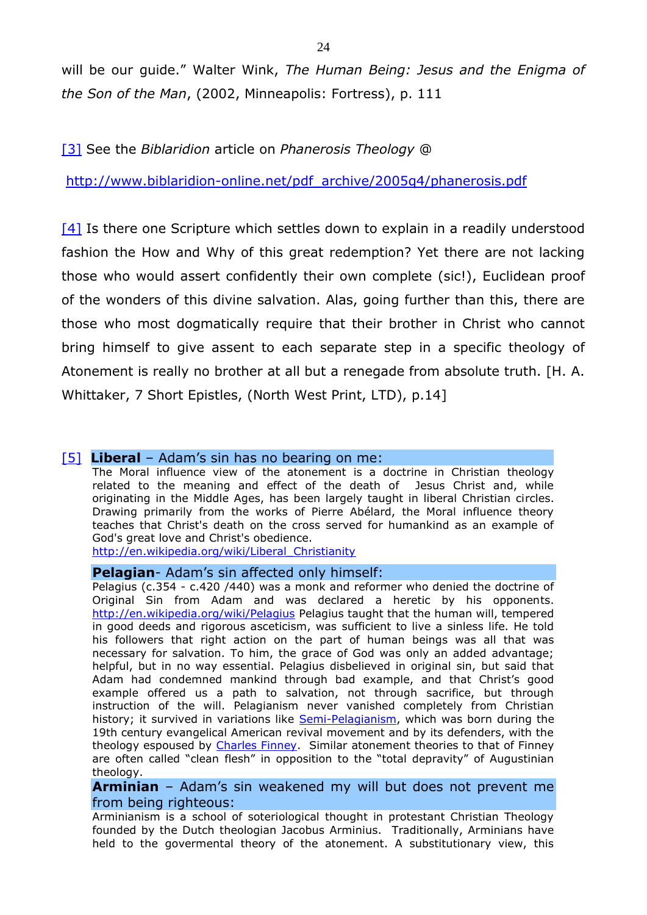will be our guide." Walter Wink, *The Human Being: Jesus and the Enigma of the Son of the Man*, (2002, Minneapolis: Fortress), p. 111

[3] See the *Biblaridion* article on *Phanerosis Theology* @

http://www.biblaridion-online.net/pdf_archive/2005q4/phanerosis.pdf

[4] Is there one Scripture which settles down to explain in a readily understood fashion the How and Why of this great redemption? Yet there are not lacking those who would assert confidently their own complete (sic!), Euclidean proof of the wonders of this divine salvation. Alas, going further than this, there are those who most dogmatically require that their brother in Christ who cannot bring himself to give assent to each separate step in a specific theology of Atonement is really no brother at all but a renegade from absolute truth. [H. A. Whittaker, 7 Short Epistles, (North West Print, LTD), p.14]

[5] **Liberal** – Adam's sin has no bearing on me:

The Moral influence view of the atonement is a doctrine in Christian theology related to the meaning and effect of the death of Jesus Christ and, while originating in the Middle Ages, has been largely taught in liberal Christian circles. Drawing primarily from the works of Pierre Abélard, the Moral influence theory teaches that Christ's death on the cross served for humankind as an example of God's great love and Christ's obedience.
http://en.wikipedia.org/wiki/Liberal_Christianity

**Pelagian**- Adam's sin affected only himself:

Pelagius (c.354 - c.420 /440) was a monk and reformer who denied the doctrine of Original Sin from Adam and was declared a heretic by his opponents. http://en.wikipedia.org/wiki/Pelagius Pelagius taught that the human will, tempered in good deeds and rigorous asceticism, was sufficient to live a sinless life. He told his followers that right action on the part of human beings was all that was necessary for salvation. To him, the grace of God was only an added advantage; helpful, but in no way essential. Pelagius disbelieved in original sin, but said that Adam had condemned mankind through bad example, and that Christ's good example offered us a path to salvation, not through sacrifice, but through instruction of the will. Pelagianism never vanished completely from Christian history; it survived in variations like Semi-Pelagianism, which was born during the 19th century evangelical American revival movement and by its defenders, with the theology espoused by Charles Finney. Similar atonement theories to that of Finney are often called "clean flesh" in opposition to the "total depravity" of Augustinian theology.

**Arminian** – Adam's sin weakened my will but does not prevent me from being righteous:

Arminianism is a school of soteriological thought in protestant Christian Theology founded by the Dutch theologian Jacobus Arminius. Traditionally, Arminians have held to the govermental theory of the atonement. A substitutionary view, this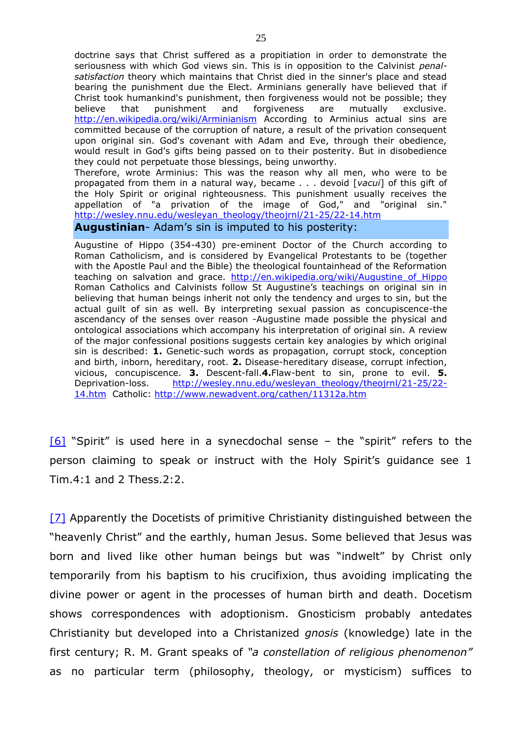doctrine says that Christ suffered as a propitiation in order to demonstrate the seriousness with which God views sin. This is in opposition to the Calvinist *penal-satisfaction* theory which maintains that Christ died in the sinner's place and stead bearing the punishment due the Elect. Arminians generally have believed that if Christ took humankind's punishment, then forgiveness would not be possible; they believe that punishment and forgiveness are mutually exclusive. http://en.wikipedia.org/wiki/Arminianism According to Arminius actual sins are committed because of the corruption of nature, a result of the privation consequent upon original sin. God's covenant with Adam and Eve, through their obedience, would result in God's gifts being passed on to their posterity. But in disobedience they could not perpetuate those blessings, being unworthy.

Therefore, wrote Arminius: This was the reason why all men, who were to be propagated from them in a natural way, became . . . devoid [*vacui*] of this gift of the Holy Spirit or original righteousness. This punishment usually receives the appellation of "a privation of the image of God," and "original sin." http://wesley.nnu.edu/wesleyan_theology/theojrnl/21-25/22-14.htm

**Augustinian**- Adam's sin is imputed to his posterity:

Augustine of Hippo (354-430) pre-eminent Doctor of the Church according to Roman Catholicism, and is considered by Evangelical Protestants to be (together with the Apostle Paul and the Bible) the theological fountainhead of the Reformation teaching on salvation and grace. http://en.wikipedia.org/wiki/Augustine_of_Hippo Roman Catholics and Calvinists follow St Augustine's teachings on original sin in believing that human beings inherit not only the tendency and urges to sin, but the actual guilt of sin as well. By interpreting sexual passion as concupiscence-the ascendancy of the senses over reason -Augustine made possible the physical and ontological associations which accompany his interpretation of original sin. A review of the major confessional positions suggests certain key analogies by which original sin is described: **1.** Genetic-such words as propagation, corrupt stock, conception and birth, inborn, hereditary, root. **2.** Disease-hereditary disease, corrupt infection, vicious, concupiscence. **3.** Descent-fall.**4.**Flaw-bent to sin, prone to evil. **5.** Deprivation-loss. http://wesley.nnu.edu/wesleyan_theology/theojrnl/21-25/22-14.htm Catholic: http://www.newadvent.org/cathen/11312a.htm

[6] "Spirit" is used here in a synecdochal sense – the "spirit" refers to the person claiming to speak or instruct with the Holy Spirit's guidance see 1 Tim.4:1 and 2 Thess.2:2.

[7] Apparently the Docetists of primitive Christianity distinguished between the "heavenly Christ" and the earthly, human Jesus. Some believed that Jesus was born and lived like other human beings but was "indwelt" by Christ only temporarily from his baptism to his crucifixion, thus avoiding implicating the divine power or agent in the processes of human birth and death. Docetism shows correspondences with adoptionism. Gnosticism probably antedates Christianity but developed into a Christanized *gnosis* (knowledge) late in the first century; R. M. Grant speaks of *"a constellation of religious phenomenon"* as no particular term (philosophy, theology, or mysticism) suffices to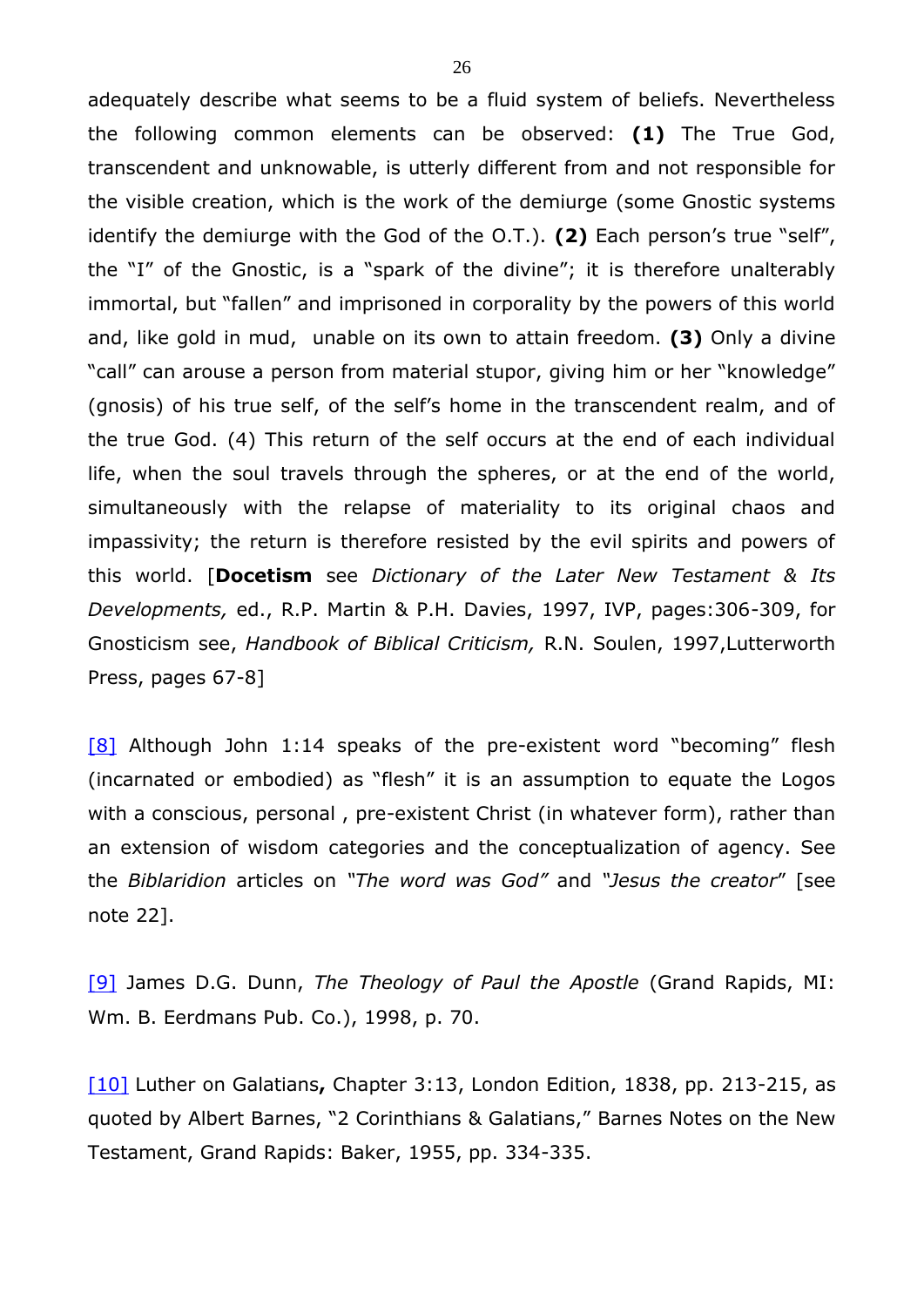adequately describe what seems to be a fluid system of beliefs. Nevertheless the following common elements can be observed: **(1)** The True God, transcendent and unknowable, is utterly different from and not responsible for the visible creation, which is the work of the demiurge (some Gnostic systems identify the demiurge with the God of the O.T.). **(2)** Each person's true "self", the "I" of the Gnostic, is a "spark of the divine"; it is therefore unalterably immortal, but "fallen" and imprisoned in corporality by the powers of this world and, like gold in mud, unable on its own to attain freedom. **(3)** Only a divine "call" can arouse a person from material stupor, giving him or her "knowledge" (gnosis) of his true self, of the self's home in the transcendent realm, and of the true God. (4) This return of the self occurs at the end of each individual life, when the soul travels through the spheres, or at the end of the world, simultaneously with the relapse of materiality to its original chaos and impassivity; the return is therefore resisted by the evil spirits and powers of this world. [**Docetism** see *Dictionary of the Later New Testament & Its Developments,* ed., R.P. Martin & P.H. Davies, 1997, IVP, pages:306-309, for Gnosticism see, *Handbook of Biblical Criticism,* R.N. Soulen, 1997,Lutterworth Press, pages 67-8]

[8] Although John 1:14 speaks of the pre-existent word "becoming" flesh (incarnated or embodied) as "flesh" it is an assumption to equate the Logos with a conscious, personal , pre-existent Christ (in whatever form), rather than an extension of wisdom categories and the conceptualization of agency. See the *Biblaridion* articles on *"The word was God"* and *"Jesus the creator"* [see note 22].

[9] James D.G. Dunn, *The Theology of Paul the Apostle* (Grand Rapids, MI: Wm. B. Eerdmans Pub. Co.), 1998, p. 70.

[10] Luther on Galatians**,** Chapter 3:13, London Edition, 1838, pp. 213-215, as quoted by Albert Barnes, "2 Corinthians & Galatians," Barnes Notes on the New Testament, Grand Rapids: Baker, 1955, pp. 334-335.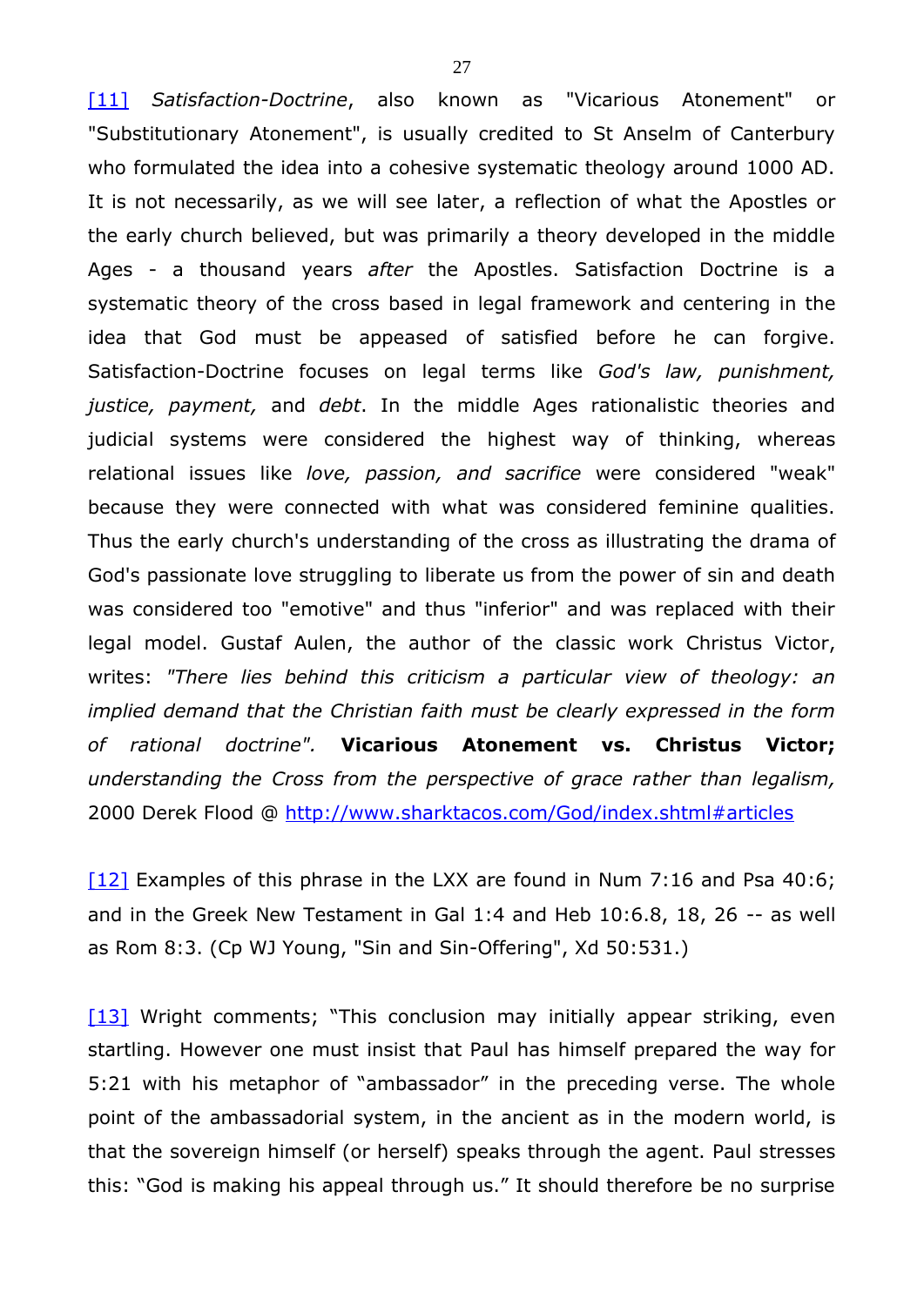[11] *Satisfaction-Doctrine*, also known as "Vicarious Atonement" or "Substitutionary Atonement", is usually credited to St Anselm of Canterbury who formulated the idea into a cohesive systematic theology around 1000 AD. It is not necessarily, as we will see later, a reflection of what the Apostles or the early church believed, but was primarily a theory developed in the middle Ages - a thousand years *after* the Apostles. Satisfaction Doctrine is a systematic theory of the cross based in legal framework and centering in the idea that God must be appeased of satisfied before he can forgive. Satisfaction-Doctrine focuses on legal terms like *God's law, punishment, justice, payment,* and *debt*. In the middle Ages rationalistic theories and judicial systems were considered the highest way of thinking, whereas relational issues like *love, passion, and sacrifice* were considered "weak" because they were connected with what was considered feminine qualities. Thus the early church's understanding of the cross as illustrating the drama of God's passionate love struggling to liberate us from the power of sin and death was considered too "emotive" and thus "inferior" and was replaced with their legal model. Gustaf Aulen, the author of the classic work Christus Victor, writes: *"There lies behind this criticism a particular view of theology: an implied demand that the Christian faith must be clearly expressed in the form of rational doctrine".* **Vicarious Atonement vs. Christus Victor;** *understanding the Cross from the perspective of grace rather than legalism,* 2000 Derek Flood @ http://www.sharktacos.com/God/index.shtml#articles

[12] Examples of this phrase in the LXX are found in Num 7:16 and Psa 40:6; and in the Greek New Testament in Gal 1:4 and Heb 10:6.8, 18, 26 -- as well as Rom 8:3. (Cp WJ Young, "Sin and Sin-Offering", Xd 50:531.)

[13] Wright comments; "This conclusion may initially appear striking, even startling. However one must insist that Paul has himself prepared the way for 5:21 with his metaphor of "ambassador" in the preceding verse. The whole point of the ambassadorial system, in the ancient as in the modern world, is that the sovereign himself (or herself) speaks through the agent. Paul stresses this: "God is making his appeal through us." It should therefore be no surprise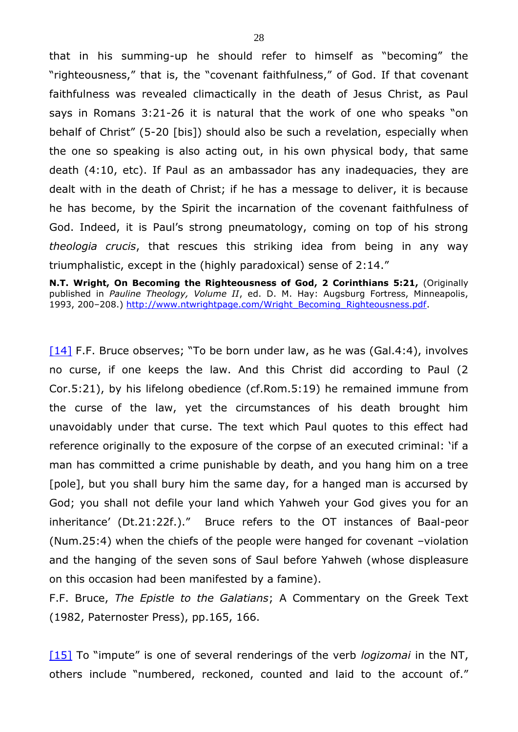that in his summing-up he should refer to himself as "becoming" the "righteousness," that is, the "covenant faithfulness," of God. If that covenant faithfulness was revealed climactically in the death of Jesus Christ, as Paul says in Romans 3:21-26 it is natural that the work of one who speaks "on behalf of Christ" (5-20 [bis]) should also be such a revelation, especially when the one so speaking is also acting out, in his own physical body, that same death (4:10, etc). If Paul as an ambassador has any inadequacies, they are dealt with in the death of Christ; if he has a message to deliver, it is because he has become, by the Spirit the incarnation of the covenant faithfulness of God. Indeed, it is Paul's strong pneumatology, coming on top of his strong *theologia crucis*, that rescues this striking idea from being in any way triumphalistic, except in the (highly paradoxical) sense of 2:14."

**N.T. Wright, On Becoming the Righteousness of God, 2 Corinthians 5:21,** (Originally published in *Pauline Theology, Volume II*, ed. D. M. Hay: Augsburg Fortress, Minneapolis, 1993, 200–208.) http://www.ntwrightpage.com/Wright_Becoming_Righteousness.pdf.

[14] F.F. Bruce observes; "To be born under law, as he was (Gal.4:4), involves no curse, if one keeps the law. And this Christ did according to Paul (2 Cor.5:21), by his lifelong obedience (cf.Rom.5:19) he remained immune from the curse of the law, yet the circumstances of his death brought him unavoidably under that curse. The text which Paul quotes to this effect had reference originally to the exposure of the corpse of an executed criminal: 'if a man has committed a crime punishable by death, and you hang him on a tree [pole], but you shall bury him the same day, for a hanged man is accursed by God; you shall not defile your land which Yahweh your God gives you for an inheritance' (Dt.21:22f.)." Bruce refers to the OT instances of Baal-peor (Num.25:4) when the chiefs of the people were hanged for covenant –violation and the hanging of the seven sons of Saul before Yahweh (whose displeasure on this occasion had been manifested by a famine).

F.F. Bruce, *The Epistle to the Galatians*; A Commentary on the Greek Text (1982, Paternoster Press), pp.165, 166.

[15] To "impute" is one of several renderings of the verb *logizomai* in the NT, others include "numbered, reckoned, counted and laid to the account of."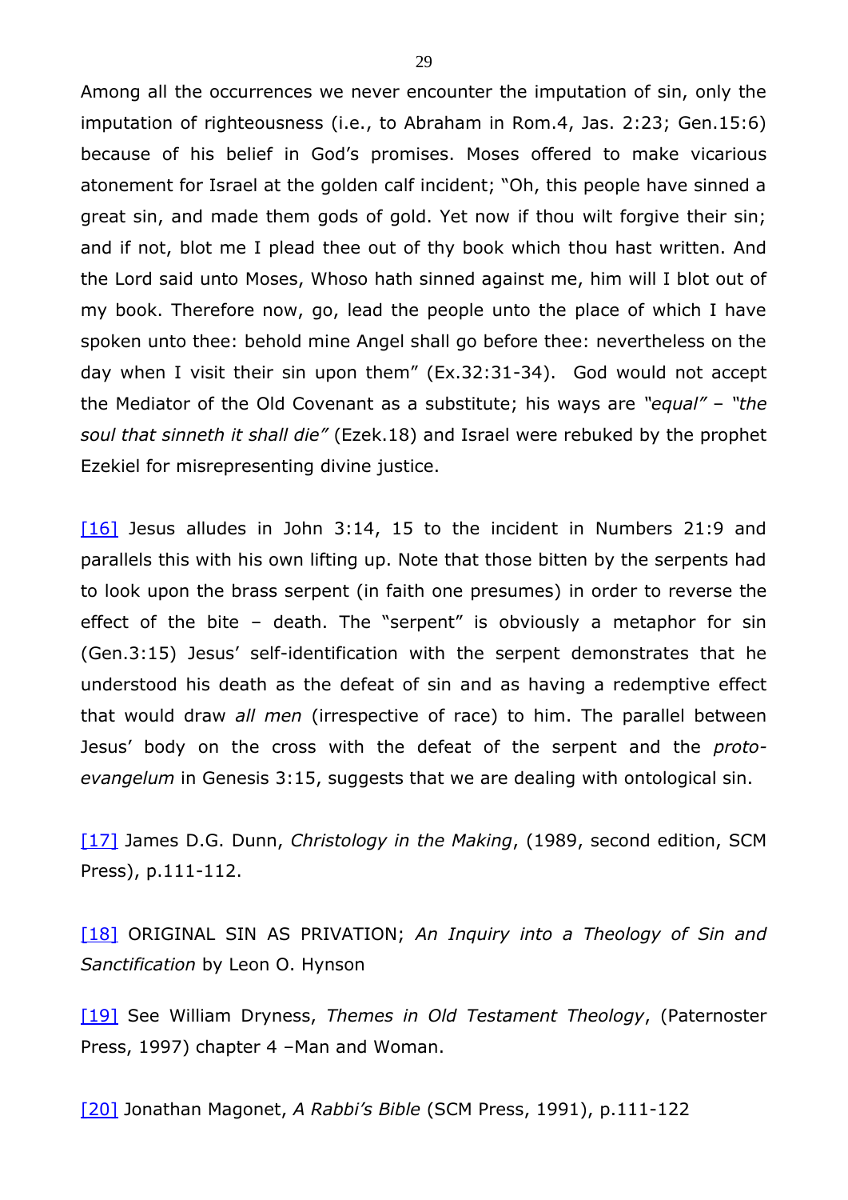Among all the occurrences we never encounter the imputation of sin, only the imputation of righteousness (i.e., to Abraham in Rom.4, Jas. 2:23; Gen.15:6) because of his belief in God's promises. Moses offered to make vicarious atonement for Israel at the golden calf incident; "Oh, this people have sinned a great sin, and made them gods of gold. Yet now if thou wilt forgive their sin; and if not, blot me I plead thee out of thy book which thou hast written. And the Lord said unto Moses, Whoso hath sinned against me, him will I blot out of my book. Therefore now, go, lead the people unto the place of which I have spoken unto thee: behold mine Angel shall go before thee: nevertheless on the day when I visit their sin upon them" (Ex.32:31-34). God would not accept the Mediator of the Old Covenant as a substitute; his ways are *"equal"* – *"the soul that sinneth it shall die"* (Ezek.18) and Israel were rebuked by the prophet Ezekiel for misrepresenting divine justice.

[16] Jesus alludes in John 3:14, 15 to the incident in Numbers 21:9 and parallels this with his own lifting up. Note that those bitten by the serpents had to look upon the brass serpent (in faith one presumes) in order to reverse the effect of the bite – death. The "serpent" is obviously a metaphor for sin (Gen.3:15) Jesus' self-identification with the serpent demonstrates that he understood his death as the defeat of sin and as having a redemptive effect that would draw *all men* (irrespective of race) to him. The parallel between Jesus' body on the cross with the defeat of the serpent and the *proto-evangelum* in Genesis 3:15, suggests that we are dealing with ontological sin.

[17] James D.G. Dunn, *Christology in the Making*, (1989, second edition, SCM Press), p.111-112.

[18] ORIGINAL SIN AS PRIVATION; *An Inquiry into a Theology of Sin and Sanctification* by Leon O. Hynson

[19] See William Dryness, *Themes in Old Testament Theology*, (Paternoster Press, 1997) chapter 4 –Man and Woman.

[20] Jonathan Magonet, *A Rabbi's Bible* (SCM Press, 1991), p.111-122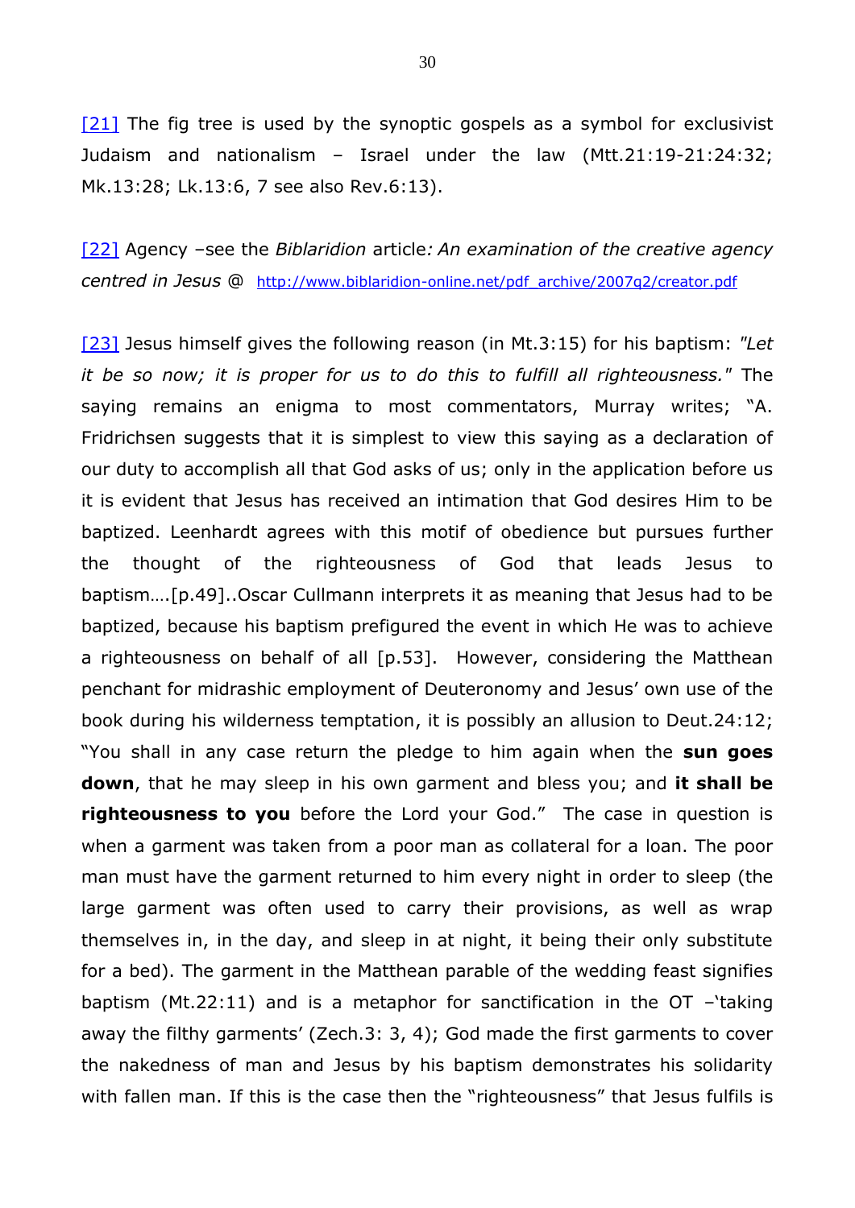[21] The fig tree is used by the synoptic gospels as a symbol for exclusivist Judaism and nationalism – Israel under the law (Mtt.21:19-21:24:32; Mk.13:28; Lk.13:6, 7 see also Rev.6:13).

[22] Agency –see the *Biblaridion* article*: An examination of the creative agency centred in Jesus* @ http://www.biblaridion-online.net/pdf_archive/2007q2/creator.pdf

[23] Jesus himself gives the following reason (in Mt.3:15) for his baptism: *"Let it be so now; it is proper for us to do this to fulfill all righteousness."* The saying remains an enigma to most commentators, Murray writes; "A. Fridrichsen suggests that it is simplest to view this saying as a declaration of our duty to accomplish all that God asks of us; only in the application before us it is evident that Jesus has received an intimation that God desires Him to be baptized. Leenhardt agrees with this motif of obedience but pursues further the thought of the righteousness of God that leads Jesus to baptism….[p.49]..Oscar Cullmann interprets it as meaning that Jesus had to be baptized, because his baptism prefigured the event in which He was to achieve a righteousness on behalf of all [p.53]. However, considering the Matthean penchant for midrashic employment of Deuteronomy and Jesus' own use of the book during his wilderness temptation, it is possibly an allusion to Deut.24:12; "You shall in any case return the pledge to him again when the **sun goes down**, that he may sleep in his own garment and bless you; and **it shall be righteousness to you** before the Lord your God." The case in question is when a garment was taken from a poor man as collateral for a loan. The poor man must have the garment returned to him every night in order to sleep (the large garment was often used to carry their provisions, as well as wrap themselves in, in the day, and sleep in at night, it being their only substitute for a bed). The garment in the Matthean parable of the wedding feast signifies baptism (Mt.22:11) and is a metaphor for sanctification in the OT –'taking away the filthy garments' (Zech.3: 3, 4); God made the first garments to cover the nakedness of man and Jesus by his baptism demonstrates his solidarity with fallen man. If this is the case then the "righteousness" that Jesus fulfils is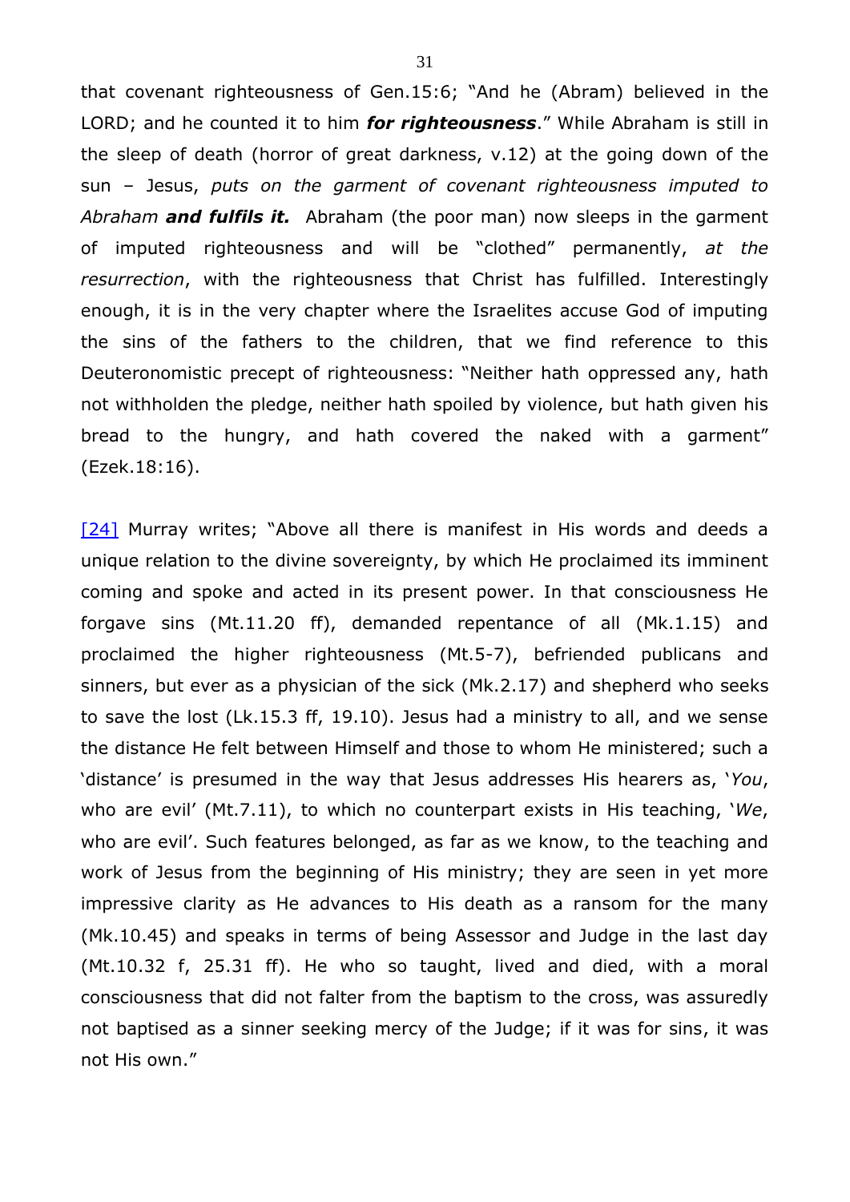that covenant righteousness of Gen.15:6; "And he (Abram) believed in the LORD; and he counted it to him ***for righteousness***." While Abraham is still in the sleep of death (horror of great darkness, v.12) at the going down of the sun – Jesus, *puts on the garment of covenant righteousness imputed to Abraham* ***and fulfils it.*** Abraham (the poor man) now sleeps in the garment of imputed righteousness and will be "clothed" permanently, *at the resurrection*, with the righteousness that Christ has fulfilled. Interestingly enough, it is in the very chapter where the Israelites accuse God of imputing the sins of the fathers to the children, that we find reference to this Deuteronomistic precept of righteousness: "Neither hath oppressed any, hath not withholden the pledge, neither hath spoiled by violence, but hath given his bread to the hungry, and hath covered the naked with a garment" (Ezek.18:16).

[24] Murray writes; "Above all there is manifest in His words and deeds a unique relation to the divine sovereignty, by which He proclaimed its imminent coming and spoke and acted in its present power. In that consciousness He forgave sins (Mt.11.20 ff), demanded repentance of all (Mk.1.15) and proclaimed the higher righteousness (Mt.5-7), befriended publicans and sinners, but ever as a physician of the sick (Mk.2.17) and shepherd who seeks to save the lost (Lk.15.3 ff, 19.10). Jesus had a ministry to all, and we sense the distance He felt between Himself and those to whom He ministered; such a 'distance' is presumed in the way that Jesus addresses His hearers as, '*You*, who are evil' (Mt.7.11), to which no counterpart exists in His teaching, '*We*, who are evil'. Such features belonged, as far as we know, to the teaching and work of Jesus from the beginning of His ministry; they are seen in yet more impressive clarity as He advances to His death as a ransom for the many (Mk.10.45) and speaks in terms of being Assessor and Judge in the last day (Mt.10.32 f, 25.31 ff). He who so taught, lived and died, with a moral consciousness that did not falter from the baptism to the cross, was assuredly not baptised as a sinner seeking mercy of the Judge; if it was for sins, it was not His own."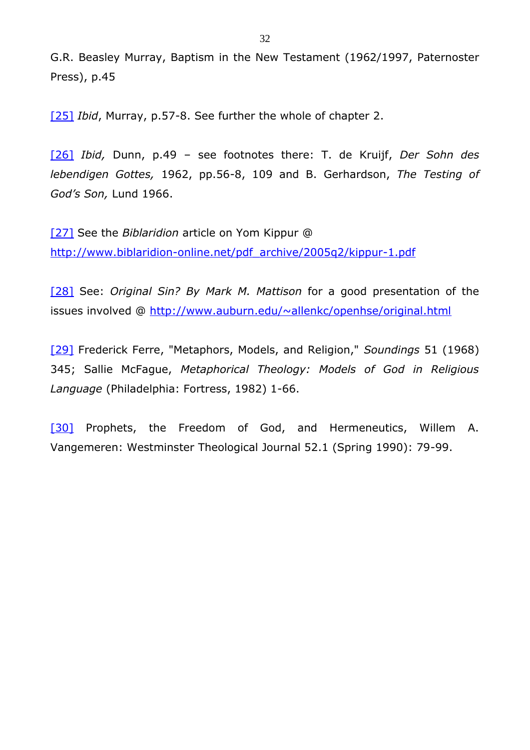G.R. Beasley Murray, Baptism in the New Testament (1962/1997, Paternoster Press), p.45

[25] *Ibid*, Murray, p.57-8. See further the whole of chapter 2.

[26] *Ibid,* Dunn, p.49 – see footnotes there: T. de Kruijf, *Der Sohn des lebendigen Gottes,* 1962, pp.56-8, 109 and B. Gerhardson, *The Testing of God's Son,* Lund 1966.

[27] See the *Biblaridion* article on Yom Kippur @ http://www.biblaridion-online.net/pdf_archive/2005q2/kippur-1.pdf

[28] See: *Original Sin? By Mark M. Mattison* for a good presentation of the issues involved @ http://www.auburn.edu/~allenkc/openhse/original.html

[29] Frederick Ferre, "Metaphors, Models, and Religion," *Soundings* 51 (1968) 345; Sallie McFague, *Metaphorical Theology: Models of God in Religious Language* (Philadelphia: Fortress, 1982) 1-66.

[30] Prophets, the Freedom of God, and Hermeneutics, Willem A. Vangemeren: Westminster Theological Journal 52.1 (Spring 1990): 79-99.